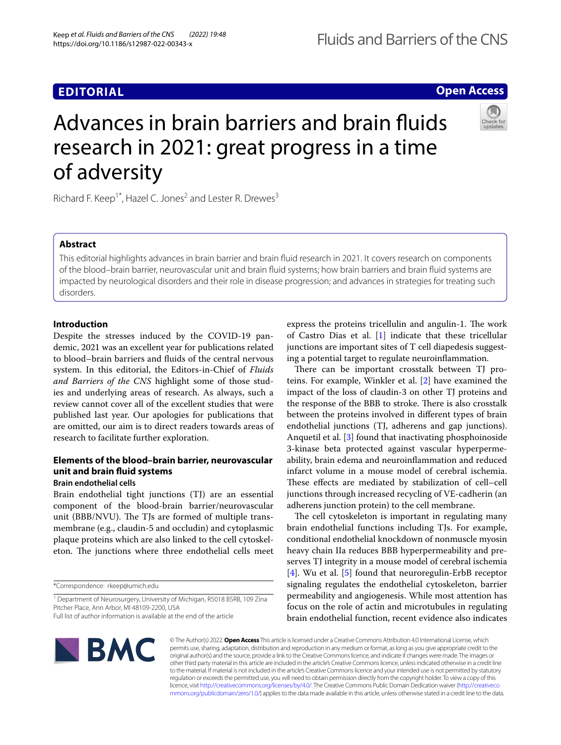EDITORIAL

Open Access

# Advances in brain barriers and brain fluids research in 2021: great progress in a time of adversity

Richard F. Keep[1*], Hazel C. Jones[2] and Lester R. Drewes[3]

## Abstract

This editorial highlights advances in brain barrier and brain fluid research in 2021. It covers research on components of the blood–brain barrier, neurovascular unit and brain fluid systems; how brain barriers and brain fluid systems are impacted by neurological disorders and their role in disease progression; and advances in strategies for treating such disorders.

## Introduction

Despite the stresses induced by the COVID-19 pandemic, 2021 was an excellent year for publications related to blood–brain barriers and fluids of the central nervous system. In this editorial, the Editors-in-Chief of *Fluids and Barriers of the CNS* highlight some of those studies and underlying areas of research. As always, such a review cannot cover all of the excellent studies that were published last year. Our apologies for publications that are omitted, our aim is to direct readers towards areas of research to facilitate further exploration.

## Elements of the blood–brain barrier, neurovascular unit and brain fluid systems

### Brain endothelial cells

Brain endothelial tight junctions (TJ) are an essential component of the blood-brain barrier/neurovascular unit (BBB/NVU). The TJs are formed of multiple transmembrane (e.g., claudin-5 and occludin) and cytoplasmic plaque proteins which are also linked to the cell cytoskeleton. The junctions where three endothelial cells meet express the proteins tricellulin and angulin-1. The work of Castro Dias et al. [1] indicate that these tricellular junctions are important sites of T cell diapedesis suggesting a potential target to regulate neuroinflammation.

There can be important crosstalk between TJ proteins. For example, Winkler et al. [2] have examined the impact of the loss of claudin-3 on other TJ proteins and the response of the BBB to stroke. There is also crosstalk between the proteins involved in different types of brain endothelial junctions (TJ, adherens and gap junctions). Anquetil et al. [3] found that inactivating phosphoinoside 3-kinase beta protected against vascular hyperpermeability, brain edema and neuroinflammation and reduced infarct volume in a mouse model of cerebral ischemia. These effects are mediated by stabilization of cell–cell junctions through increased recycling of VE-cadherin (an adherens junction protein) to the cell membrane.

The cell cytoskeleton is important in regulating many brain endothelial functions including TJs. For example, conditional endothelial knockdown of nonmuscle myosin heavy chain IIa reduces BBB hyperpermeability and preserves TJ integrity in a mouse model of cerebral ischemia [4]. Wu et al. [5] found that neuroregulin-ErbB receptor signaling regulates the endothelial cytoskeleton, barrier permeability and angiogenesis. While most attention has focus on the role of actin and microtubules in regulating brain endothelial function, recent evidence also indicates

*Correspondence: rkeep@umich.edu

[1] Department of Neurosurgery, University of Michigan, R5018 BSRB, 109 Zina Pitcher Place, Ann Arbor, MI 48109-2200, USA

Full list of author information is available at the end of the article

© The Author(s) 2022. **Open Access** This article is licensed under a Creative Commons Attribution 4.0 International License, which permits use, sharing, adaptation, distribution and reproduction in any medium or format, as long as you give appropriate credit to the original author(s) and the source, provide a link to the Creative Commons licence, and indicate if changes were made. The images or other third party material in this article are included in the article's Creative Commons licence, unless indicated otherwise in a credit line to the material. If material is not included in the article's Creative Commons licence and your intended use is not permitted by statutory regulation or exceeds the permitted use, you will need to obtain permission directly from the copyright holder. To view a copy of this licence, visit http://creativecommons.org/licenses/by/4.0/. The Creative Commons Public Domain Dedication waiver (http://creativecommons.org/publicdomain/zero/1.0/) applies to the data made available in this article, unless otherwise stated in a credit line to the data.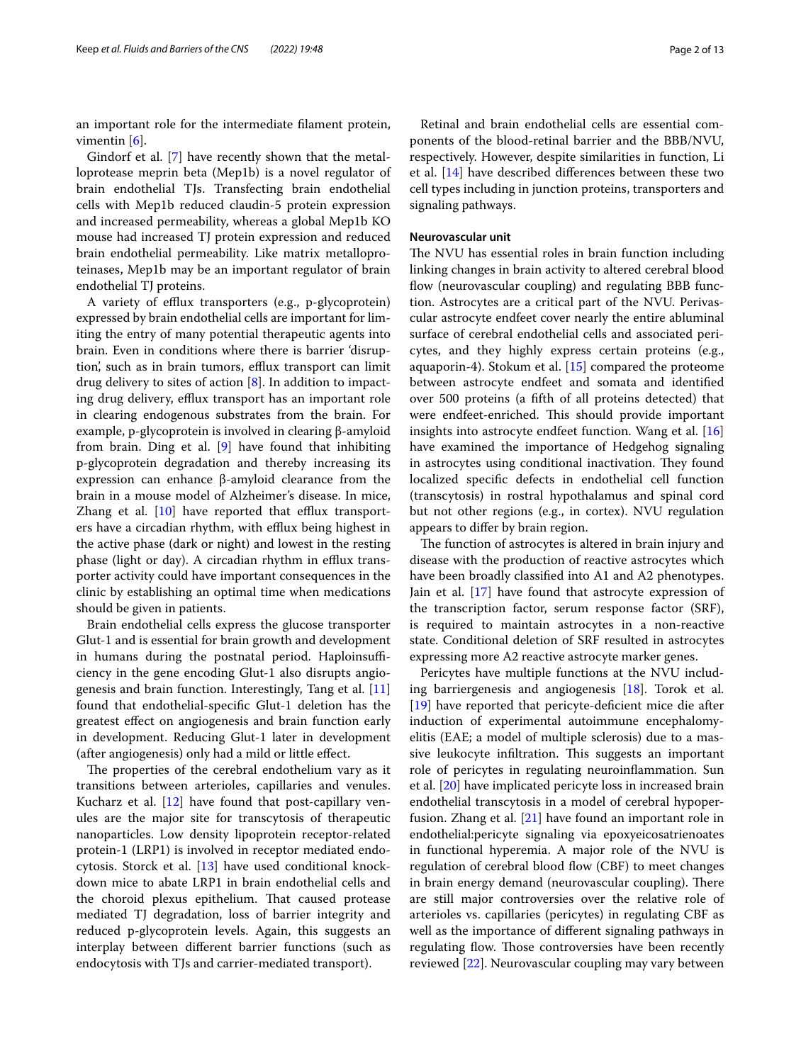an important role for the intermediate filament protein, vimentin [6].

Gindorf et al. [7] have recently shown that the metalloprotease meprin beta (Mep1b) is a novel regulator of brain endothelial TJs. Transfecting brain endothelial cells with Mep1b reduced claudin-5 protein expression and increased permeability, whereas a global Mep1b KO mouse had increased TJ protein expression and reduced brain endothelial permeability. Like matrix metalloproteinases, Mep1b may be an important regulator of brain endothelial TJ proteins.

A variety of efflux transporters (e.g., p-glycoprotein) expressed by brain endothelial cells are important for limiting the entry of many potential therapeutic agents into brain. Even in conditions where there is barrier 'disruption', such as in brain tumors, efflux transport can limit drug delivery to sites of action [8]. In addition to impacting drug delivery, efflux transport has an important role in clearing endogenous substrates from the brain. For example, p-glycoprotein is involved in clearing β-amyloid from brain. Ding et al. [9] have found that inhibiting p-glycoprotein degradation and thereby increasing its expression can enhance β-amyloid clearance from the brain in a mouse model of Alzheimer's disease. In mice, Zhang et al. [10] have reported that efflux transporters have a circadian rhythm, with efflux being highest in the active phase (dark or night) and lowest in the resting phase (light or day). A circadian rhythm in efflux transporter activity could have important consequences in the clinic by establishing an optimal time when medications should be given in patients.

Brain endothelial cells express the glucose transporter Glut-1 and is essential for brain growth and development in humans during the postnatal period. Haploinsufficiency in the gene encoding Glut-1 also disrupts angiogenesis and brain function. Interestingly, Tang et al. [11] found that endothelial-specific Glut-1 deletion has the greatest effect on angiogenesis and brain function early in development. Reducing Glut-1 later in development (after angiogenesis) only had a mild or little effect.

The properties of the cerebral endothelium vary as it transitions between arterioles, capillaries and venules. Kucharz et al. [12] have found that post-capillary venules are the major site for transcytosis of therapeutic nanoparticles. Low density lipoprotein receptor-related protein-1 (LRP1) is involved in receptor mediated endocytosis. Storck et al. [13] have used conditional knockdown mice to abate LRP1 in brain endothelial cells and the choroid plexus epithelium. That caused protease mediated TJ degradation, loss of barrier integrity and reduced p-glycoprotein levels. Again, this suggests an interplay between different barrier functions (such as endocytosis with TJs and carrier-mediated transport).

Retinal and brain endothelial cells are essential components of the blood-retinal barrier and the BBB/NVU, respectively. However, despite similarities in function, Li et al. [14] have described differences between these two cell types including in junction proteins, transporters and signaling pathways.

### Neurovascular unit

The NVU has essential roles in brain function including linking changes in brain activity to altered cerebral blood flow (neurovascular coupling) and regulating BBB function. Astrocytes are a critical part of the NVU. Perivascular astrocyte endfeet cover nearly the entire abluminal surface of cerebral endothelial cells and associated pericytes, and they highly express certain proteins (e.g., aquaporin-4). Stokum et al. [15] compared the proteome between astrocyte endfeet and somata and identified over 500 proteins (a fifth of all proteins detected) that were endfeet-enriched. This should provide important insights into astrocyte endfeet function. Wang et al. [16] have examined the importance of Hedgehog signaling in astrocytes using conditional inactivation. They found localized specific defects in endothelial cell function (transcytosis) in rostral hypothalamus and spinal cord but not other regions (e.g., in cortex). NVU regulation appears to differ by brain region.

The function of astrocytes is altered in brain injury and disease with the production of reactive astrocytes which have been broadly classified into A1 and A2 phenotypes. Jain et al. [17] have found that astrocyte expression of the transcription factor, serum response factor (SRF), is required to maintain astrocytes in a non-reactive state. Conditional deletion of SRF resulted in astrocytes expressing more A2 reactive astrocyte marker genes.

Pericytes have multiple functions at the NVU including barriergenesis and angiogenesis [18]. Torok et al. [19] have reported that pericyte-deficient mice die after induction of experimental autoimmune encephalomyelitis (EAE; a model of multiple sclerosis) due to a massive leukocyte infiltration. This suggests an important role of pericytes in regulating neuroinflammation. Sun et al. [20] have implicated pericyte loss in increased brain endothelial transcytosis in a model of cerebral hypoperfusion. Zhang et al. [21] have found an important role in endothelial:pericyte signaling via epoxyeicosatrienoates in functional hyperemia. A major role of the NVU is regulation of cerebral blood flow (CBF) to meet changes in brain energy demand (neurovascular coupling). There are still major controversies over the relative role of arterioles vs. capillaries (pericytes) in regulating CBF as well as the importance of different signaling pathways in regulating flow. Those controversies have been recently reviewed [22]. Neurovascular coupling may vary between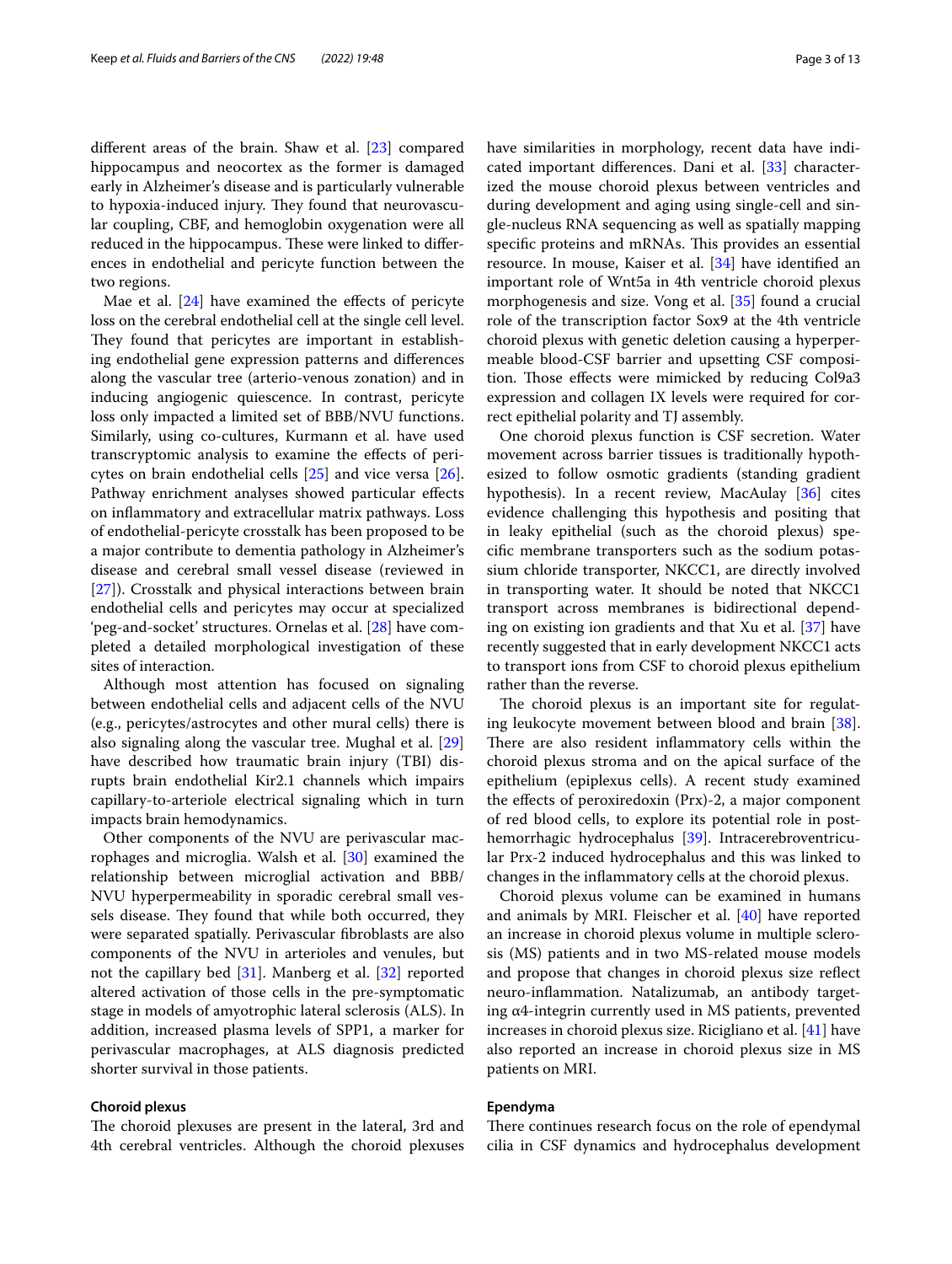different areas of the brain. Shaw et al. [23] compared hippocampus and neocortex as the former is damaged early in Alzheimer's disease and is particularly vulnerable to hypoxia-induced injury. They found that neurovascular coupling, CBF, and hemoglobin oxygenation were all reduced in the hippocampus. These were linked to differences in endothelial and pericyte function between the two regions.

Mae et al. [24] have examined the effects of pericyte loss on the cerebral endothelial cell at the single cell level. They found that pericytes are important in establishing endothelial gene expression patterns and differences along the vascular tree (arterio-venous zonation) and in inducing angiogenic quiescence. In contrast, pericyte loss only impacted a limited set of BBB/NVU functions. Similarly, using co-cultures, Kurmann et al. have used transcryptomic analysis to examine the effects of pericytes on brain endothelial cells [25] and vice versa [26]. Pathway enrichment analyses showed particular effects on inflammatory and extracellular matrix pathways. Loss of endothelial-pericyte crosstalk has been proposed to be a major contribute to dementia pathology in Alzheimer's disease and cerebral small vessel disease (reviewed in [27]). Crosstalk and physical interactions between brain endothelial cells and pericytes may occur at specialized 'peg-and-socket' structures. Ornelas et al. [28] have completed a detailed morphological investigation of these sites of interaction.

Although most attention has focused on signaling between endothelial cells and adjacent cells of the NVU (e.g., pericytes/astrocytes and other mural cells) there is also signaling along the vascular tree. Mughal et al. [29] have described how traumatic brain injury (TBI) disrupts brain endothelial Kir2.1 channels which impairs capillary-to-arteriole electrical signaling which in turn impacts brain hemodynamics.

Other components of the NVU are perivascular macrophages and microglia. Walsh et al. [30] examined the relationship between microglial activation and BBB/NVU hyperpermeability in sporadic cerebral small vessels disease. They found that while both occurred, they were separated spatially. Perivascular fibroblasts are also components of the NVU in arterioles and venules, but not the capillary bed [31]. Manberg et al. [32] reported altered activation of those cells in the pre-symptomatic stage in models of amyotrophic lateral sclerosis (ALS). In addition, increased plasma levels of SPP1, a marker for perivascular macrophages, at ALS diagnosis predicted shorter survival in those patients.

#### Choroid plexus

The choroid plexuses are present in the lateral, 3rd and 4th cerebral ventricles. Although the choroid plexuses have similarities in morphology, recent data have indicated important differences. Dani et al. [33] characterized the mouse choroid plexus between ventricles and during development and aging using single-cell and single-nucleus RNA sequencing as well as spatially mapping specific proteins and mRNAs. This provides an essential resource. In mouse, Kaiser et al. [34] have identified an important role of Wnt5a in 4th ventricle choroid plexus morphogenesis and size. Vong et al. [35] found a crucial role of the transcription factor Sox9 at the 4th ventricle choroid plexus with genetic deletion causing a hyperpermeable blood-CSF barrier and upsetting CSF composition. Those effects were mimicked by reducing Col9a3 expression and collagen IX levels were required for correct epithelial polarity and TJ assembly.

One choroid plexus function is CSF secretion. Water movement across barrier tissues is traditionally hypothesized to follow osmotic gradients (standing gradient hypothesis). In a recent review, MacAulay [36] cites evidence challenging this hypothesis and positing that in leaky epithelial (such as the choroid plexus) specific membrane transporters such as the sodium potassium chloride transporter, NKCC1, are directly involved in transporting water. It should be noted that NKCC1 transport across membranes is bidirectional depending on existing ion gradients and that Xu et al. [37] have recently suggested that in early development NKCC1 acts to transport ions from CSF to choroid plexus epithelium rather than the reverse.

The choroid plexus is an important site for regulating leukocyte movement between blood and brain [38]. There are also resident inflammatory cells within the choroid plexus stroma and on the apical surface of the epithelium (epiplexus cells). A recent study examined the effects of peroxiredoxin (Prx)-2, a major component of red blood cells, to explore its potential role in post-hemorrhagic hydrocephalus [39]. Intracerebroventricular Prx-2 induced hydrocephalus and this was linked to changes in the inflammatory cells at the choroid plexus.

Choroid plexus volume can be examined in humans and animals by MRI. Fleischer et al. [40] have reported an increase in choroid plexus volume in multiple sclerosis (MS) patients and in two MS-related mouse models and propose that changes in choroid plexus size reflect neuro-inflammation. Natalizumab, an antibody targeting α4-integrin currently used in MS patients, prevented increases in choroid plexus size. Ricigliano et al. [41] have also reported an increase in choroid plexus size in MS patients on MRI.

#### Ependyma

There continues research focus on the role of ependymal cilia in CSF dynamics and hydrocephalus development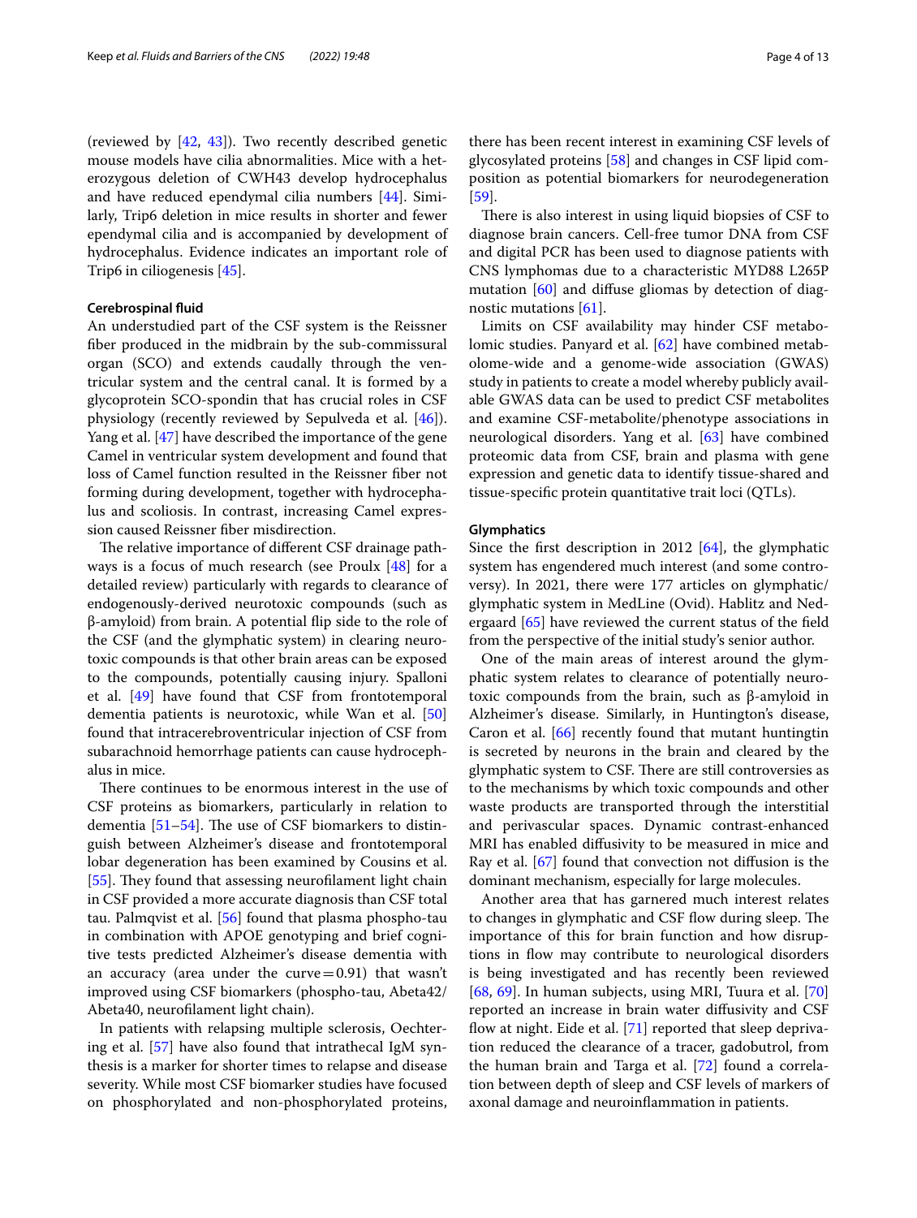(reviewed by [42, 43]). Two recently described genetic mouse models have cilia abnormalities. Mice with a heterozygous deletion of CWH43 develop hydrocephalus and have reduced ependymal cilia numbers [44]. Similarly, Trip6 deletion in mice results in shorter and fewer ependymal cilia and is accompanied by development of hydrocephalus. Evidence indicates an important role of Trip6 in ciliogenesis [45].

#### Cerebrospinal fluid

An understudied part of the CSF system is the Reissner fiber produced in the midbrain by the sub-commissural organ (SCO) and extends caudally through the ventricular system and the central canal. It is formed by a glycoprotein SCO-spondin that has crucial roles in CSF physiology (recently reviewed by Sepulveda et al. [46]). Yang et al. [47] have described the importance of the gene Camel in ventricular system development and found that loss of Camel function resulted in the Reissner fiber not forming during development, together with hydrocephalus and scoliosis. In contrast, increasing Camel expression caused Reissner fiber misdirection.

The relative importance of different CSF drainage pathways is a focus of much research (see Proulx [48] for a detailed review) particularly with regards to clearance of endogenously-derived neurotoxic compounds (such as β-amyloid) from brain. A potential flip side to the role of the CSF (and the glymphatic system) in clearing neurotoxic compounds is that other brain areas can be exposed to the compounds, potentially causing injury. Spalloni et al. [49] have found that CSF from frontotemporal dementia patients is neurotoxic, while Wan et al. [50] found that intracerebroventricular injection of CSF from subarachnoid hemorrhage patients can cause hydrocephalus in mice.

There continues to be enormous interest in the use of CSF proteins as biomarkers, particularly in relation to dementia [51–54]. The use of CSF biomarkers to distinguish between Alzheimer's disease and frontotemporal lobar degeneration has been examined by Cousins et al. [55]. They found that assessing neurofilament light chain in CSF provided a more accurate diagnosis than CSF total tau. Palmqvist et al. [56] found that plasma phospho-tau in combination with APOE genotyping and brief cognitive tests predicted Alzheimer's disease dementia with an accuracy (area under the curve = 0.91) that wasn't improved using CSF biomarkers (phospho-tau, Abeta42/Abeta40, neurofilament light chain).

In patients with relapsing multiple sclerosis, Oechtering et al. [57] have also found that intrathecal IgM synthesis is a marker for shorter times to relapse and disease severity. While most CSF biomarker studies have focused on phosphorylated and non-phosphorylated proteins, there has been recent interest in examining CSF levels of glycosylated proteins [58] and changes in CSF lipid composition as potential biomarkers for neurodegeneration [59].

There is also interest in using liquid biopsies of CSF to diagnose brain cancers. Cell-free tumor DNA from CSF and digital PCR has been used to diagnose patients with CNS lymphomas due to a characteristic MYD88 L265P mutation [60] and diffuse gliomas by detection of diagnostic mutations [61].

Limits on CSF availability may hinder CSF metabolomic studies. Panyard et al. [62] have combined metabolome-wide and a genome-wide association (GWAS) study in patients to create a model whereby publicly available GWAS data can be used to predict CSF metabolites and examine CSF-metabolite/phenotype associations in neurological disorders. Yang et al. [63] have combined proteomic data from CSF, brain and plasma with gene expression and genetic data to identify tissue-shared and tissue-specific protein quantitative trait loci (QTLs).

#### Glymphatics

Since the first description in 2012 [64], the glymphatic system has engendered much interest (and some controversy). In 2021, there were 177 articles on glymphatic/glymphatic system in MedLine (Ovid). Hablitz and Nedergaard [65] have reviewed the current status of the field from the perspective of the initial study's senior author.

One of the main areas of interest around the glymphatic system relates to clearance of potentially neurotoxic compounds from the brain, such as β-amyloid in Alzheimer's disease. Similarly, in Huntington's disease, Caron et al. [66] recently found that mutant huntingtin is secreted by neurons in the brain and cleared by the glymphatic system to CSF. There are still controversies as to the mechanisms by which toxic compounds and other waste products are transported through the interstitial and perivascular spaces. Dynamic contrast-enhanced MRI has enabled diffusivity to be measured in mice and Ray et al. [67] found that convection not diffusion is the dominant mechanism, especially for large molecules.

Another area that has garnered much interest relates to changes in glymphatic and CSF flow during sleep. The importance of this for brain function and how disruptions in flow may contribute to neurological disorders is being investigated and has recently been reviewed [68, 69]. In human subjects, using MRI, Tuura et al. [70] reported an increase in brain water diffusivity and CSF flow at night. Eide et al. [71] reported that sleep deprivation reduced the clearance of a tracer, gadobutrol, from the human brain and Targa et al. [72] found a correlation between depth of sleep and CSF levels of markers of axonal damage and neuroinflammation in patients.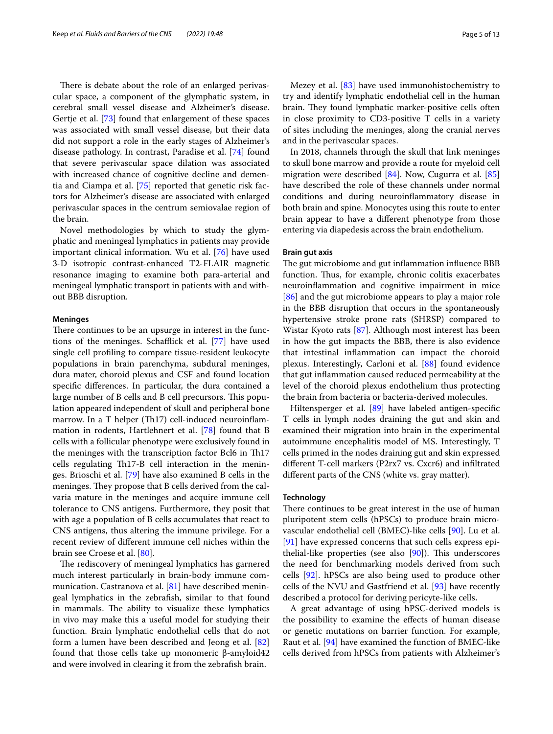There is debate about the role of an enlarged perivascular space, a component of the glymphatic system, in cerebral small vessel disease and Alzheimer's disease. Gertje et al. [73] found that enlargement of these spaces was associated with small vessel disease, but their data did not support a role in the early stages of Alzheimer's disease pathology. In contrast, Paradise et al. [74] found that severe perivascular space dilation was associated with increased chance of cognitive decline and dementia and Ciampa et al. [75] reported that genetic risk factors for Alzheimer's disease are associated with enlarged perivascular spaces in the centrum semiovalae region of the brain.

Novel methodologies by which to study the glymphatic and meningeal lymphatics in patients may provide important clinical information. Wu et al. [76] have used 3-D isotropic contrast-enhanced T2-FLAIR magnetic resonance imaging to examine both para-arterial and meningeal lymphatic transport in patients with and without BBB disruption.

#### Meninges

There continues to be an upsurge in interest in the functions of the meninges. Schafflick et al. [77] have used single cell profiling to compare tissue-resident leukocyte populations in brain parenchyma, subdural meninges, dura mater, choroid plexus and CSF and found location specific differences. In particular, the dura contained a large number of B cells and B cell precursors. This population appeared independent of skull and peripheral bone marrow. In a T helper (Th17) cell-induced neuroinflammation in rodents, Hartlehnert et al. [78] found that B cells with a follicular phenotype were exclusively found in the meninges with the transcription factor Bcl6 in Th17 cells regulating Th17-B cell interaction in the meninges. Brioschi et al. [79] have also examined B cells in the meninges. They propose that B cells derived from the calvaria mature in the meninges and acquire immune cell tolerance to CNS antigens. Furthermore, they posit that with age a population of B cells accumulates that react to CNS antigens, thus altering the immune privilege. For a recent review of different immune cell niches within the brain see Croese et al. [80].

The rediscovery of meningeal lymphatics has garnered much interest particularly in brain-body immune communication. Castranova et al. [81] have described meningeal lymphatics in the zebrafish, similar to that found in mammals. The ability to visualize these lymphatics in vivo may make this a useful model for studying their function. Brain lymphatic endothelial cells that do not form a lumen have been described and Jeong et al. [82] found that those cells take up monomeric β-amyloid42 and were involved in clearing it from the zebrafish brain.

Mezey et al. [83] have used immunohistochemistry to try and identify lymphatic endothelial cell in the human brain. They found lymphatic marker-positive cells often in close proximity to CD3-positive T cells in a variety of sites including the meninges, along the cranial nerves and in the perivascular spaces.

In 2018, channels through the skull that link meninges to skull bone marrow and provide a route for myeloid cell migration were described [84]. Now, Cugurra et al. [85] have described the role of these channels under normal conditions and during neuroinflammatory disease in both brain and spine. Monocytes using this route to enter brain appear to have a different phenotype from those entering via diapedesis across the brain endothelium.

#### Brain gut axis

The gut microbiome and gut inflammation influence BBB function. Thus, for example, chronic colitis exacerbates neuroinflammation and cognitive impairment in mice [86] and the gut microbiome appears to play a major role in the BBB disruption that occurs in the spontaneously hypertensive stroke prone rats (SHRSP) compared to Wistar Kyoto rats [87]. Although most interest has been in how the gut impacts the BBB, there is also evidence that intestinal inflammation can impact the choroid plexus. Interestingly, Carloni et al. [88] found evidence that gut inflammation caused reduced permeability at the level of the choroid plexus endothelium thus protecting the brain from bacteria or bacteria-derived molecules.

Hiltensperger et al. [89] have labeled antigen-specific T cells in lymph nodes draining the gut and skin and examined their migration into brain in the experimental autoimmune encephalitis model of MS. Interestingly, T cells primed in the nodes draining gut and skin expressed different T-cell markers (P2rx7 vs. Cxcr6) and infiltrated different parts of the CNS (white vs. gray matter).

#### Technology

There continues to be great interest in the use of human pluripotent stem cells (hPSCs) to produce brain microvascular endothelial cell (BMEC)-like cells [90]. Lu et al. [91] have expressed concerns that such cells express epithelial-like properties (see also [90]). This underscores the need for benchmarking models derived from such cells [92]. hPSCs are also being used to produce other cells of the NVU and Gastfriend et al. [93] have recently described a protocol for deriving pericyte-like cells.

A great advantage of using hPSC-derived models is the possibility to examine the effects of human disease or genetic mutations on barrier function. For example, Raut et al. [94] have examined the function of BMEC-like cells derived from hPSCs from patients with Alzheimer's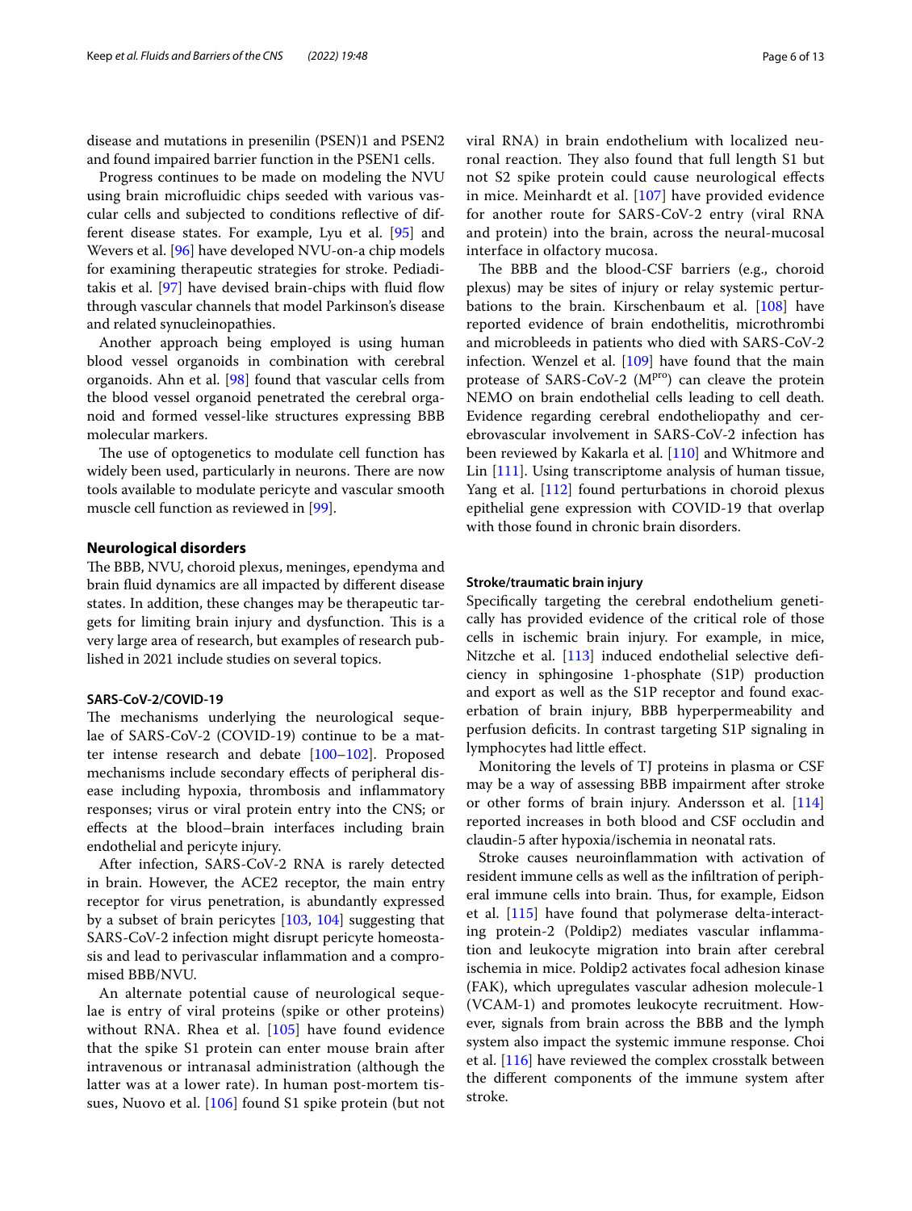disease and mutations in presenilin (PSEN)1 and PSEN2 and found impaired barrier function in the PSEN1 cells.

Progress continues to be made on modeling the NVU using brain microfluidic chips seeded with various vascular cells and subjected to conditions reflective of different disease states. For example, Lyu et al. [95] and Wevers et al. [96] have developed NVU-on-a chip models for examining therapeutic strategies for stroke. Pediaditakis et al. [97] have devised brain-chips with fluid flow through vascular channels that model Parkinson's disease and related synucleinopathies.

Another approach being employed is using human blood vessel organoids in combination with cerebral organoids. Ahn et al. [98] found that vascular cells from the blood vessel organoid penetrated the cerebral organoid and formed vessel-like structures expressing BBB molecular markers.

The use of optogenetics to modulate cell function has widely been used, particularly in neurons. There are now tools available to modulate pericyte and vascular smooth muscle cell function as reviewed in [99].

## Neurological disorders

The BBB, NVU, choroid plexus, meninges, ependyma and brain fluid dynamics are all impacted by different disease states. In addition, these changes may be therapeutic targets for limiting brain injury and dysfunction. This is a very large area of research, but examples of research published in 2021 include studies on several topics.

### SARS-CoV-2/COVID-19

The mechanisms underlying the neurological sequelae of SARS-CoV-2 (COVID-19) continue to be a matter intense research and debate [100–102]. Proposed mechanisms include secondary effects of peripheral disease including hypoxia, thrombosis and inflammatory responses; virus or viral protein entry into the CNS; or effects at the blood–brain interfaces including brain endothelial and pericyte injury.

After infection, SARS-CoV-2 RNA is rarely detected in brain. However, the ACE2 receptor, the main entry receptor for virus penetration, is abundantly expressed by a subset of brain pericytes [103, 104] suggesting that SARS-CoV-2 infection might disrupt pericyte homeostasis and lead to perivascular inflammation and a compromised BBB/NVU.

An alternate potential cause of neurological sequelae is entry of viral proteins (spike or other proteins) without RNA. Rhea et al. [105] have found evidence that the spike S1 protein can enter mouse brain after intravenous or intranasal administration (although the latter was at a lower rate). In human post-mortem tissues, Nuovo et al. [106] found S1 spike protein (but not viral RNA) in brain endothelium with localized neuronal reaction. They also found that full length S1 but not S2 spike protein could cause neurological effects in mice. Meinhardt et al. [107] have provided evidence for another route for SARS-CoV-2 entry (viral RNA and protein) into the brain, across the neural-mucosal interface in olfactory mucosa.

The BBB and the blood-CSF barriers (e.g., choroid plexus) may be sites of injury or relay systemic perturbations to the brain. Kirschenbaum et al. [108] have reported evidence of brain endothelitis, microthrombi and microbleeds in patients who died with SARS-CoV-2 infection. Wenzel et al. [109] have found that the main protease of SARS-CoV-2 ($M^{pro}$) can cleave the protein NEMO on brain endothelial cells leading to cell death. Evidence regarding cerebral endotheliopathy and cerebrovascular involvement in SARS-CoV-2 infection has been reviewed by Kakarla et al. [110] and Whitmore and Lin [111]. Using transcriptome analysis of human tissue, Yang et al. [112] found perturbations in choroid plexus epithelial gene expression with COVID-19 that overlap with those found in chronic brain disorders.

### Stroke/traumatic brain injury

Specifically targeting the cerebral endothelium genetically has provided evidence of the critical role of those cells in ischemic brain injury. For example, in mice, Nitzche et al. [113] induced endothelial selective deficiency in sphingosine 1-phosphate (S1P) production and export as well as the S1P receptor and found exacerbation of brain injury, BBB hyperpermeability and perfusion deficits. In contrast targeting S1P signaling in lymphocytes had little effect.

Monitoring the levels of TJ proteins in plasma or CSF may be a way of assessing BBB impairment after stroke or other forms of brain injury. Andersson et al. [114] reported increases in both blood and CSF occludin and claudin-5 after hypoxia/ischemia in neonatal rats.

Stroke causes neuroinflammation with activation of resident immune cells as well as the infiltration of peripheral immune cells into brain. Thus, for example, Eidson et al. [115] have found that polymerase delta-interacting protein-2 (Poldip2) mediates vascular inflammation and leukocyte migration into brain after cerebral ischemia in mice. Poldip2 activates focal adhesion kinase (FAK), which upregulates vascular adhesion molecule-1 (VCAM-1) and promotes leukocyte recruitment. However, signals from brain across the BBB and the lymph system also impact the systemic immune response. Choi et al. [116] have reviewed the complex crosstalk between the different components of the immune system after stroke.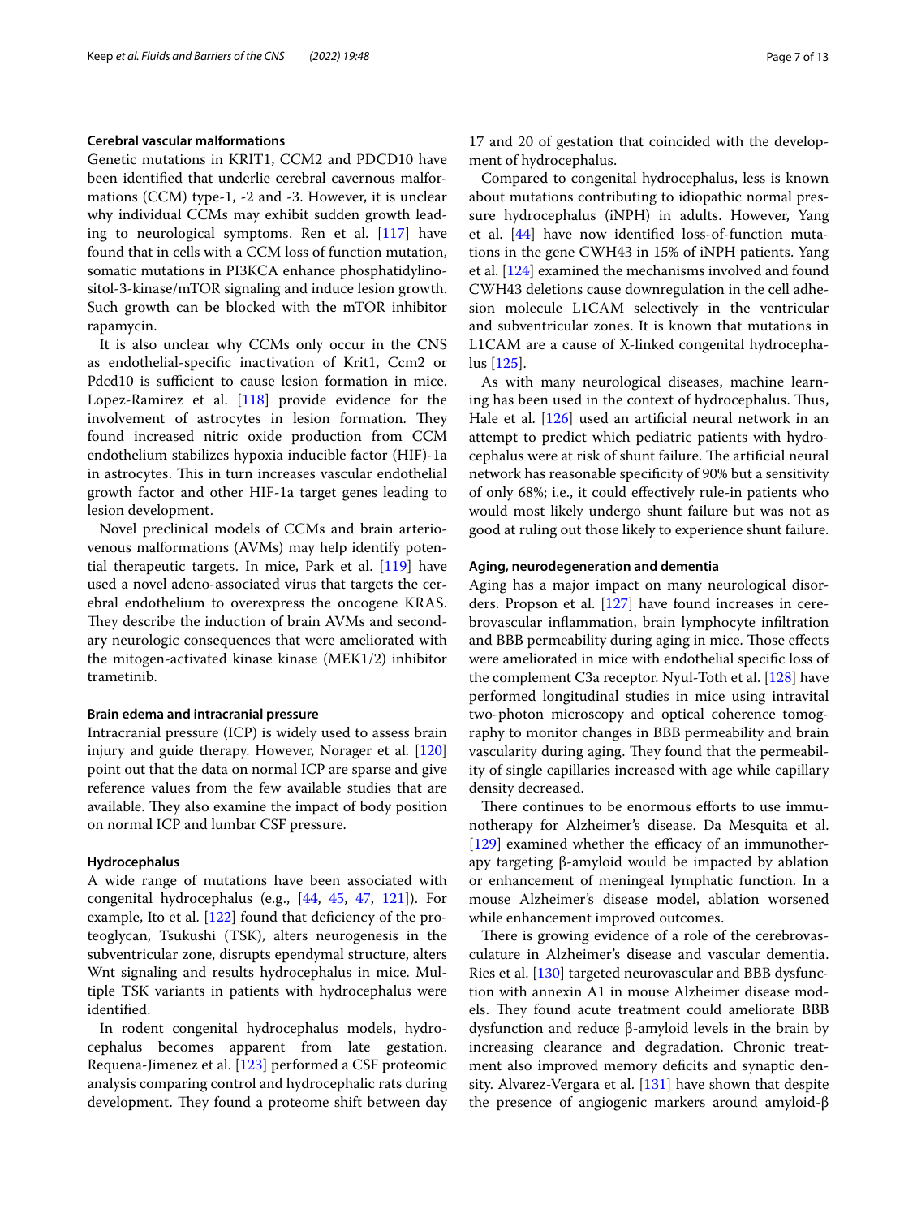### Cerebral vascular malformations

Genetic mutations in KRIT1, CCM2 and PDCD10 have been identified that underlie cerebral cavernous malformations (CCM) type-1, -2 and -3. However, it is unclear why individual CCMs may exhibit sudden growth leading to neurological symptoms. Ren et al. [117] have found that in cells with a CCM loss of function mutation, somatic mutations in PI3KCA enhance phosphatidylinositol-3-kinase/mTOR signaling and induce lesion growth. Such growth can be blocked with the mTOR inhibitor rapamycin.

It is also unclear why CCMs only occur in the CNS as endothelial-specific inactivation of Krit1, Ccm2 or Pdcd10 is sufficient to cause lesion formation in mice. Lopez-Ramirez et al. [118] provide evidence for the involvement of astrocytes in lesion formation. They found increased nitric oxide production from CCM endothelium stabilizes hypoxia inducible factor (HIF)-1a in astrocytes. This in turn increases vascular endothelial growth factor and other HIF-1a target genes leading to lesion development.

Novel preclinical models of CCMs and brain arteriovenous malformations (AVMs) may help identify potential therapeutic targets. In mice, Park et al. [119] have used a novel adeno-associated virus that targets the cerebral endothelium to overexpress the oncogene KRAS. They describe the induction of brain AVMs and secondary neurologic consequences that were ameliorated with the mitogen-activated kinase kinase (MEK1/2) inhibitor trametinib.

### Brain edema and intracranial pressure

Intracranial pressure (ICP) is widely used to assess brain injury and guide therapy. However, Norager et al. [120] point out that the data on normal ICP are sparse and give reference values from the few available studies that are available. They also examine the impact of body position on normal ICP and lumbar CSF pressure.

### Hydrocephalus

A wide range of mutations have been associated with congenital hydrocephalus (e.g., [44, 45, 47, 121]). For example, Ito et al. [122] found that deficiency of the proteoglycan, Tsukushi (TSK), alters neurogenesis in the subventricular zone, disrupts ependymal structure, alters Wnt signaling and results hydrocephalus in mice. Multiple TSK variants in patients with hydrocephalus were identified.

In rodent congenital hydrocephalus models, hydrocephalus becomes apparent from late gestation. Requena-Jimenez et al. [123] performed a CSF proteomic analysis comparing control and hydrocephalic rats during development. They found a proteome shift between day 17 and 20 of gestation that coincided with the development of hydrocephalus.

Compared to congenital hydrocephalus, less is known about mutations contributing to idiopathic normal pressure hydrocephalus (iNPH) in adults. However, Yang et al. [44] have now identified loss-of-function mutations in the gene CWH43 in 15% of iNPH patients. Yang et al. [124] examined the mechanisms involved and found CWH43 deletions cause downregulation in the cell adhesion molecule L1CAM selectively in the ventricular and subventricular zones. It is known that mutations in L1CAM are a cause of X-linked congenital hydrocephalus [125].

As with many neurological diseases, machine learning has been used in the context of hydrocephalus. Thus, Hale et al. [126] used an artificial neural network in an attempt to predict which pediatric patients with hydrocephalus were at risk of shunt failure. The artificial neural network has reasonable specificity of 90% but a sensitivity of only 68%; i.e., it could effectively rule-in patients who would most likely undergo shunt failure but was not as good at ruling out those likely to experience shunt failure.

### Aging, neurodegeneration and dementia

Aging has a major impact on many neurological disorders. Propson et al. [127] have found increases in cerebrovascular inflammation, brain lymphocyte infiltration and BBB permeability during aging in mice. Those effects were ameliorated in mice with endothelial specific loss of the complement C3a receptor. Nyul-Toth et al. [128] have performed longitudinal studies in mice using intravital two-photon microscopy and optical coherence tomography to monitor changes in BBB permeability and brain vascularity during aging. They found that the permeability of single capillaries increased with age while capillary density decreased.

There continues to be enormous efforts to use immunotherapy for Alzheimer's disease. Da Mesquita et al. [129] examined whether the efficacy of an immunotherapy targeting β-amyloid would be impacted by ablation or enhancement of meningeal lymphatic function. In a mouse Alzheimer's disease model, ablation worsened while enhancement improved outcomes.

There is growing evidence of a role of the cerebrovasculature in Alzheimer's disease and vascular dementia. Ries et al. [130] targeted neurovascular and BBB dysfunction with annexin A1 in mouse Alzheimer disease models. They found acute treatment could ameliorate BBB dysfunction and reduce β-amyloid levels in the brain by increasing clearance and degradation. Chronic treatment also improved memory deficits and synaptic density. Alvarez-Vergara et al. [131] have shown that despite the presence of angiogenic markers around amyloid-β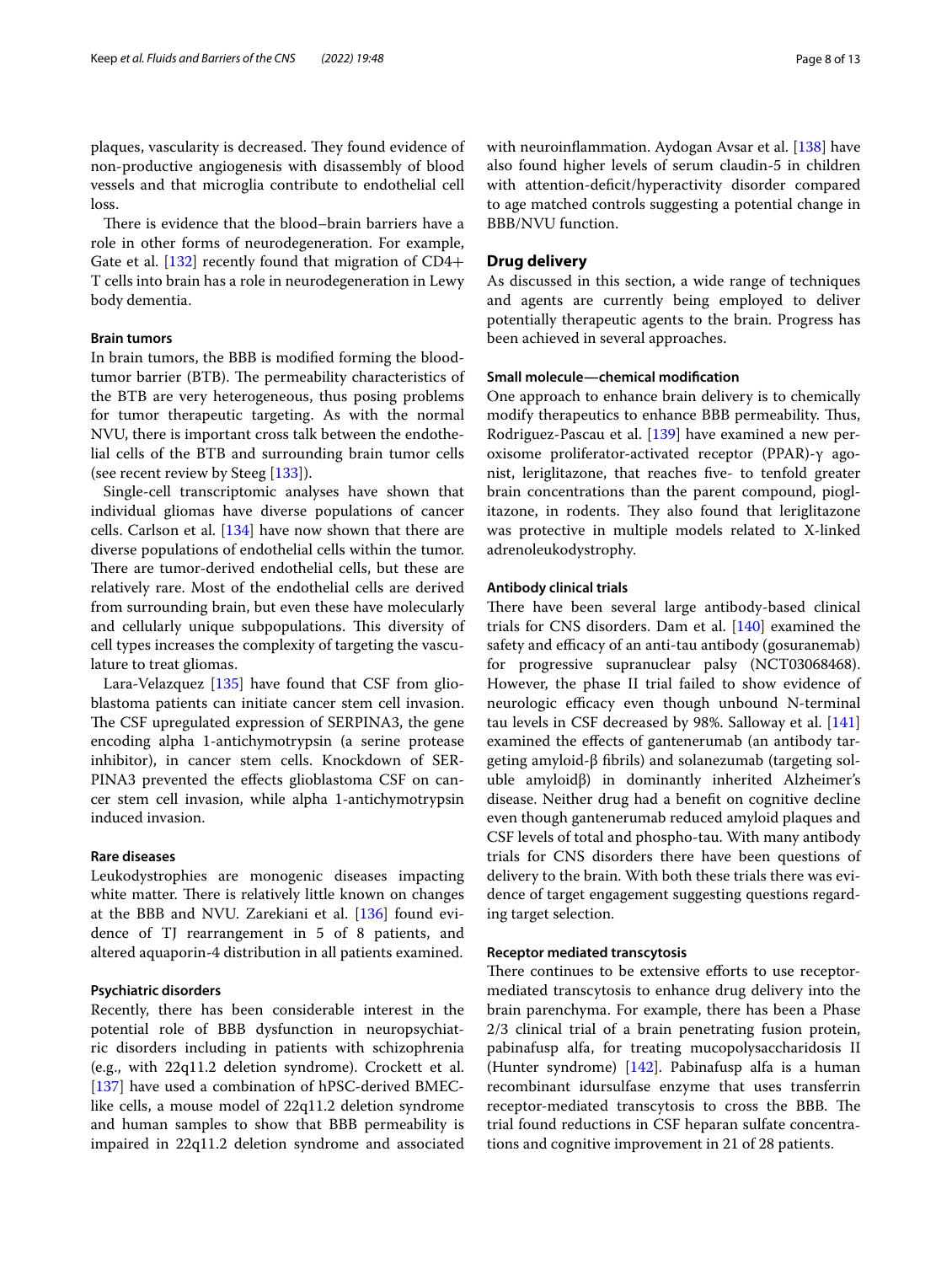plaques, vascularity is decreased. They found evidence of non-productive angiogenesis with disassembly of blood vessels and that microglia contribute to endothelial cell loss.

There is evidence that the blood–brain barriers have a role in other forms of neurodegeneration. For example, Gate et al. [132] recently found that migration of CD4+ T cells into brain has a role in neurodegeneration in Lewy body dementia.

#### Brain tumors

In brain tumors, the BBB is modified forming the blood-tumor barrier (BTB). The permeability characteristics of the BTB are very heterogeneous, thus posing problems for tumor therapeutic targeting. As with the normal NVU, there is important cross talk between the endothelial cells of the BTB and surrounding brain tumor cells (see recent review by Steeg [133]).

Single-cell transcriptomic analyses have shown that individual gliomas have diverse populations of cancer cells. Carlson et al. [134] have now shown that there are diverse populations of endothelial cells within the tumor. There are tumor-derived endothelial cells, but these are relatively rare. Most of the endothelial cells are derived from surrounding brain, but even these have molecularly and cellularly unique subpopulations. This diversity of cell types increases the complexity of targeting the vasculature to treat gliomas.

Lara-Velazquez [135] have found that CSF from glioblastoma patients can initiate cancer stem cell invasion. The CSF upregulated expression of SERPINA3, the gene encoding alpha 1-antichymotrypsin (a serine protease inhibitor), in cancer stem cells. Knockdown of SERPINA3 prevented the effects glioblastoma CSF on cancer stem cell invasion, while alpha 1-antichymotrypsin induced invasion.

#### Rare diseases

Leukodystrophies are monogenic diseases impacting white matter. There is relatively little known on changes at the BBB and NVU. Zarekiani et al. [136] found evidence of TJ rearrangement in 5 of 8 patients, and altered aquaporin-4 distribution in all patients examined.

#### Psychiatric disorders

Recently, there has been considerable interest in the potential role of BBB dysfunction in neuropsychiatric disorders including in patients with schizophrenia (e.g., with 22q11.2 deletion syndrome). Crockett et al. [137] have used a combination of hPSC-derived BMEC-like cells, a mouse model of 22q11.2 deletion syndrome and human samples to show that BBB permeability is impaired in 22q11.2 deletion syndrome and associated with neuroinflammation. Aydogan Avsar et al. [138] have also found higher levels of serum claudin-5 in children with attention-deficit/hyperactivity disorder compared to age matched controls suggesting a potential change in BBB/NVU function.

### Drug delivery

As discussed in this section, a wide range of techniques and agents are currently being employed to deliver potentially therapeutic agents to the brain. Progress has been achieved in several approaches.

#### Small molecule—chemical modification

One approach to enhance brain delivery is to chemically modify therapeutics to enhance BBB permeability. Thus, Rodriguez-Pascau et al. [139] have examined a new peroxisome proliferator-activated receptor (PPAR)-γ agonist, leriglitazone, that reaches five- to tenfold greater brain concentrations than the parent compound, pioglitazone, in rodents. They also found that leriglitazone was protective in multiple models related to X-linked adrenoleukodystrophy.

#### Antibody clinical trials

There have been several large antibody-based clinical trials for CNS disorders. Dam et al. [140] examined the safety and efficacy of an anti-tau antibody (gosuranemab) for progressive supranuclear palsy (NCT03068468). However, the phase II trial failed to show evidence of neurologic efficacy even though unbound N-terminal tau levels in CSF decreased by 98%. Salloway et al. [141] examined the effects of gantenerumab (an antibody targeting amyloid-β fibrils) and solanezumab (targeting soluble amyloidβ) in dominantly inherited Alzheimer's disease. Neither drug had a benefit on cognitive decline even though gantenerumab reduced amyloid plaques and CSF levels of total and phospho-tau. With many antibody trials for CNS disorders there have been questions of delivery to the brain. With both these trials there was evidence of target engagement suggesting questions regarding target selection.

#### Receptor mediated transcytosis

There continues to be extensive efforts to use receptor-mediated transcytosis to enhance drug delivery into the brain parenchyma. For example, there has been a Phase 2/3 clinical trial of a brain penetrating fusion protein, pabinafusp alfa, for treating mucopolysaccharidosis II (Hunter syndrome) [142]. Pabinafusp alfa is a human recombinant idursulfase enzyme that uses transferrin receptor-mediated transcytosis to cross the BBB. The trial found reductions in CSF heparan sulfate concentrations and cognitive improvement in 21 of 28 patients.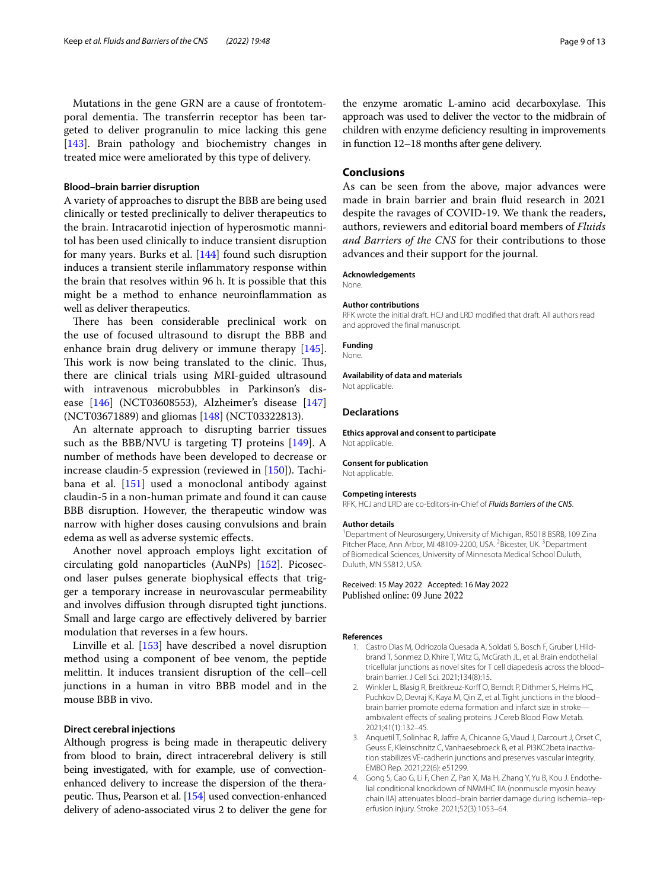Mutations in the gene GRN are a cause of frontotemporal dementia. The transferrin receptor has been targeted to deliver progranulin to mice lacking this gene [143]. Brain pathology and biochemistry changes in treated mice were ameliorated by this type of delivery.

### Blood–brain barrier disruption

A variety of approaches to disrupt the BBB are being used clinically or tested preclinically to deliver therapeutics to the brain. Intracarotid injection of hyperosmotic mannitol has been used clinically to induce transient disruption for many years. Burks et al. [144] found such disruption induces a transient sterile inflammatory response within the brain that resolves within 96 h. It is possible that this might be a method to enhance neuroinflammation as well as deliver therapeutics.

There has been considerable preclinical work on the use of focused ultrasound to disrupt the BBB and enhance brain drug delivery or immune therapy [145]. This work is now being translated to the clinic. Thus, there are clinical trials using MRI-guided ultrasound with intravenous microbubbles in Parkinson's disease [146] (NCT03608553), Alzheimer's disease [147] (NCT03671889) and gliomas [148] (NCT03322813).

An alternate approach to disrupting barrier tissues such as the BBB/NVU is targeting TJ proteins [149]. A number of methods have been developed to decrease or increase claudin-5 expression (reviewed in [150]). Tachibana et al. [151] used a monoclonal antibody against claudin-5 in a non-human primate and found it can cause BBB disruption. However, the therapeutic window was narrow with higher doses causing convulsions and brain edema as well as adverse systemic effects.

Another novel approach employs light excitation of circulating gold nanoparticles (AuNPs) [152]. Picosecond laser pulses generate biophysical effects that trigger a temporary increase in neurovascular permeability and involves diffusion through disrupted tight junctions. Small and large cargo are effectively delivered by barrier modulation that reverses in a few hours.

Linville et al. [153] have described a novel disruption method using a component of bee venom, the peptide melittin. It induces transient disruption of the cell–cell junctions in a human in vitro BBB model and in the mouse BBB in vivo.

### Direct cerebral injections

Although progress is being made in therapeutic delivery from blood to brain, direct intracerebral delivery is still being investigated, with for example, use of convection-enhanced delivery to increase the dispersion of the therapeutic. Thus, Pearson et al. [154] used convection-enhanced delivery of adeno-associated virus 2 to deliver the gene for the enzyme aromatic L-amino acid decarboxylase. This approach was used to deliver the vector to the midbrain of children with enzyme deficiency resulting in improvements in function 12–18 months after gene delivery.

## Conclusions

As can be seen from the above, major advances were made in brain barrier and brain fluid research in 2021 despite the ravages of COVID-19. We thank the readers, authors, reviewers and editorial board members of *Fluids and Barriers of the CNS* for their contributions to those advances and their support for the journal.

#### Acknowledgements
None.

#### Author contributions
RFK wrote the initial draft. HCJ and LRD modified that draft. All authors read and approved the final manuscript.

#### Funding
None.

#### Availability of data and materials
Not applicable.

### Declarations

#### Ethics approval and consent to participate
Not applicable.

#### Consent for publication
Not applicable.

#### Competing interests
RFK, HCJ and LRD are co-Editors-in-Chief of *Fluids Barriers of the CNS*.

#### Author details
[1] Department of Neurosurgery, University of Michigan, R5018 BSRB, 109 Zina Pitcher Place, Ann Arbor, MI 48109-2200, USA. [2] Bicester, UK. [3] Department of Biomedical Sciences, University of Minnesota Medical School Duluth, Duluth, MN 55812, USA.

Received: 15 May 2022 Accepted: 16 May 2022
Published online: 09 June 2022

#### References

1. Castro Dias M, Odriozola Quesada A, Soldati S, Bosch F, Gruber I, Hildbrand T, Sonmez D, Khire T, Witz G, McGrath JL, et al. Brain endothelial tricellular junctions as novel sites for T cell diapedesis across the blood–brain barrier. J Cell Sci. 2021;134(8):15.
2. Winkler L, Blasig R, Breitkreuz-Korff O, Berndt P, Dithmer S, Helms HC, Puchkov D, Devraj K, Kaya M, Qin Z, et al. Tight junctions in the blood–brain barrier promote edema formation and infarct size in stroke—ambivalent effects of sealing proteins. J Cereb Blood Flow Metab. 2021;41(1):132–45.
3. Anquetil T, Solinhac R, Jaffre A, Chicanne G, Viaud J, Darcourt J, Orset C, Geuss E, Kleinschnitz C, Vanhaesebroeck B, et al. PI3KC2beta inactivation stabilizes VE-cadherin junctions and preserves vascular integrity. EMBO Rep. 2021;22(6): e51299.
4. Gong S, Cao G, Li F, Chen Z, Pan X, Ma H, Zhang Y, Yu B, Kou J. Endothelial conditional knockdown of NMMHC IIA (nonmuscle myosin heavy chain IIA) attenuates blood–brain barrier damage during ischemia–reperfusion injury. Stroke. 2021;52(3):1053–64.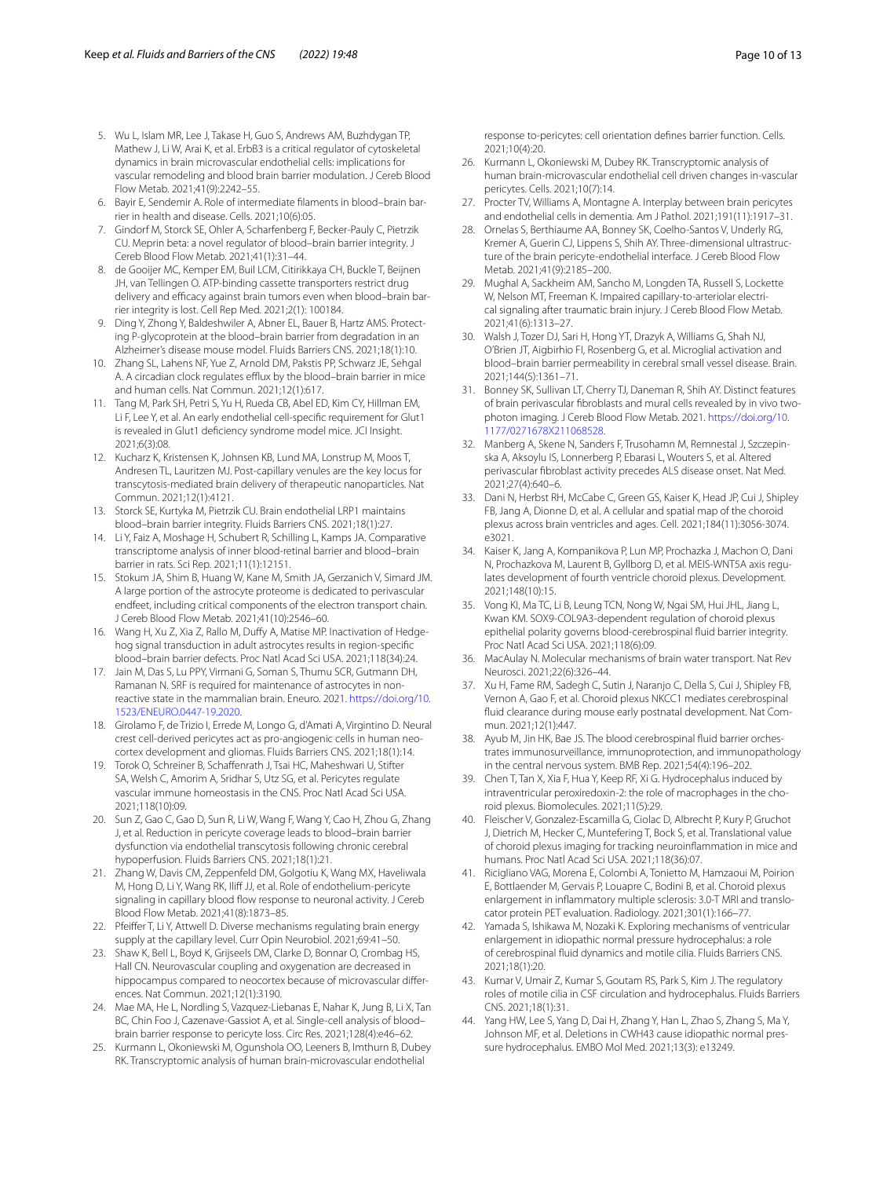5. Wu L, Islam MR, Lee J, Takase H, Guo S, Andrews AM, Buzhdygan TP, Mathew J, Li W, Arai K, et al. ErbB3 is a critical regulator of cytoskeletal dynamics in brain microvascular endothelial cells: implications for vascular remodeling and blood brain barrier modulation. J Cereb Blood Flow Metab. 2021;41(9):2242–55.
6. Bayir E, Sendemir A. Role of intermediate filaments in blood–brain barrier in health and disease. Cells. 2021;10(6):05.
7. Gindorf M, Storck SE, Ohler A, Scharfenberg F, Becker-Pauly C, Pietrzik CU. Meprin beta: a novel regulator of blood–brain barrier integrity. J Cereb Blood Flow Metab. 2021;41(1):31–44.
8. de Gooijer MC, Kemper EM, Buil LCM, Citirikkaya CH, Buckle T, Beijnen JH, van Tellingen O. ATP-binding cassette transporters restrict drug delivery and efficacy against brain tumors even when blood–brain barrier integrity is lost. Cell Rep Med. 2021;2(1): 100184.
9. Ding Y, Zhong Y, Baldeshwiler A, Abner EL, Bauer B, Hartz AMS. Protecting P-glycoprotein at the blood–brain barrier from degradation in an Alzheimer's disease mouse model. Fluids Barriers CNS. 2021;18(1):10.
10. Zhang SL, Lahens NF, Yue Z, Arnold DM, Pakstis PP, Schwarz JE, Sehgal A. A circadian clock regulates efflux by the blood–brain barrier in mice and human cells. Nat Commun. 2021;12(1):617.
11. Tang M, Park SH, Petri S, Yu H, Rueda CB, Abel ED, Kim CY, Hillman EM, Li F, Lee Y, et al. An early endothelial cell-specific requirement for Glut1 is revealed in Glut1 deficiency syndrome model mice. JCI Insight. 2021;6(3):08.
12. Kucharz K, Kristensen K, Johnsen KB, Lund MA, Lonstrup M, Moos T, Andresen TL, Lauritzen MJ. Post-capillary venules are the key locus for transcytosis-mediated brain delivery of therapeutic nanoparticles. Nat Commun. 2021;12(1):4121.
13. Storck SE, Kurtyka M, Pietrzik CU. Brain endothelial LRP1 maintains blood–brain barrier integrity. Fluids Barriers CNS. 2021;18(1):27.
14. Li Y, Faiz A, Moshage H, Schubert R, Schilling L, Kamps JA. Comparative transcriptome analysis of inner blood-retinal barrier and blood–brain barrier in rats. Sci Rep. 2021;11(1):12151.
15. Stokum JA, Shim B, Huang W, Kane M, Smith JA, Gerzanich V, Simard JM. A large portion of the astrocyte proteome is dedicated to perivascular endfeet, including critical components of the electron transport chain. J Cereb Blood Flow Metab. 2021;41(10):2546–60.
16. Wang H, Xu Z, Xia Z, Rallo M, Duffy A, Matise MP. Inactivation of Hedgehog signal transduction in adult astrocytes results in region-specific blood–brain barrier defects. Proc Natl Acad Sci USA. 2021;118(34):24.
17. Jain M, Das S, Lu PPY, Virmani G, Soman S, Thumu SCR, Gutmann DH, Ramanan N. SRF is required for maintenance of astrocytes in non-reactive state in the mammalian brain. Eneuro. 2021. https://doi.org/10.1523/ENEURO.0447-19.2020.
18. Girolamo F, de Trizio I, Errede M, Longo G, d'Amati A, Virgintino D. Neural crest cell-derived pericytes act as pro-angiogenic cells in human neocortex development and gliomas. Fluids Barriers CNS. 2021;18(1):14.
19. Torok O, Schreiner B, Schaffenrath J, Tsai HC, Maheshwari U, Stifter SA, Welsh C, Amorim A, Sridhar S, Utz SG, et al. Pericytes regulate vascular immune homeostasis in the CNS. Proc Natl Acad Sci USA. 2021;118(10):09.
20. Sun Z, Gao C, Gao D, Sun R, Li W, Wang F, Wang Y, Cao H, Zhou G, Zhang J, et al. Reduction in pericyte coverage leads to blood–brain barrier dysfunction via endothelial transcytosis following chronic cerebral hypoperfusion. Fluids Barriers CNS. 2021;18(1):21.
21. Zhang W, Davis CM, Zeppenfeld DM, Golgotiu K, Wang MX, Haveliwala M, Hong D, Li Y, Wang RK, Iliff JJ, et al. Role of endothelium-pericyte signaling in capillary blood flow response to neuronal activity. J Cereb Blood Flow Metab. 2021;41(8):1873–85.
22. Pfeiffer T, Li Y, Attwell D. Diverse mechanisms regulating brain energy supply at the capillary level. Curr Opin Neurobiol. 2021;69:41–50.
23. Shaw K, Bell L, Boyd K, Grijseels DM, Clarke D, Bonnar O, Crombag HS, Hall CN. Neurovascular coupling and oxygenation are decreased in hippocampus compared to neocortex because of microvascular differences. Nat Commun. 2021;12(1):3190.
24. Mae MA, He L, Nordling S, Vazquez-Liebanas E, Nahar K, Jung B, Li X, Tan BC, Chin Foo J, Cazenave-Gassiot A, et al. Single-cell analysis of blood–brain barrier response to pericyte loss. Circ Res. 2021;128(4):e46–62.
25. Kurmann L, Okoniewski M, Ogunshola OO, Leeners B, Imthurn B, Dubey RK. Transcryptomic analysis of human brain-microvascular endothelial response to-pericytes: cell orientation defines barrier function. Cells. 2021;10(4):20.
26. Kurmann L, Okoniewski M, Dubey RK. Transcryptomic analysis of human brain-microvascular endothelial cell driven changes in-vascular pericytes. Cells. 2021;10(7):14.
27. Procter TV, Williams A, Montagne A. Interplay between brain pericytes and endothelial cells in dementia. Am J Pathol. 2021;191(11):1917–31.
28. Ornelas S, Berthiaume AA, Bonney SK, Coelho-Santos V, Underly RG, Kremer A, Guerin CJ, Lippens S, Shih AY. Three-dimensional ultrastructure of the brain pericyte-endothelial interface. J Cereb Blood Flow Metab. 2021;41(9):2185–200.
29. Mughal A, Sackheim AM, Sancho M, Longden TA, Russell S, Lockette W, Nelson MT, Freeman K. Impaired capillary-to-arteriolar electrical signaling after traumatic brain injury. J Cereb Blood Flow Metab. 2021;41(6):1313–27.
30. Walsh J, Tozer DJ, Sari H, Hong YT, Drazyk A, Williams G, Shah NJ, O'Brien JT, Aigbirhio FI, Rosenberg G, et al. Microglial activation and blood–brain barrier permeability in cerebral small vessel disease. Brain. 2021;144(5):1361–71.
31. Bonney SK, Sullivan LT, Cherry TJ, Daneman R, Shih AY. Distinct features of brain perivascular fibroblasts and mural cells revealed by in vivo two-photon imaging. J Cereb Blood Flow Metab. 2021. https://doi.org/10.1177/0271678X211068528.
32. Manberg A, Skene N, Sanders F, Trusohamn M, Remnestal J, Szczepinska A, Aksoylu IS, Lonnerberg P, Ebarasi L, Wouters S, et al. Altered perivascular fibroblast activity precedes ALS disease onset. Nat Med. 2021;27(4):640–6.
33. Dani N, Herbst RH, McCabe C, Green GS, Kaiser K, Head JP, Cui J, Shipley FB, Jang A, Dionne D, et al. A cellular and spatial map of the choroid plexus across brain ventricles and ages. Cell. 2021;184(11):3056-3074. e3021.
34. Kaiser K, Jang A, Kompanikova P, Lun MP, Prochazka J, Machon O, Dani N, Prochazkova M, Laurent B, Gyllborg D, et al. MEIS-WNT5A axis regulates development of fourth ventricle choroid plexus. Development. 2021;148(10):15.
35. Vong KI, Ma TC, Li B, Leung TCN, Nong W, Ngai SM, Hui JHL, Jiang L, Kwan KM. SOX9-COL9A3-dependent regulation of choroid plexus epithelial polarity governs blood-cerebrospinal fluid barrier integrity. Proc Natl Acad Sci USA. 2021;118(6):09.
36. MacAulay N. Molecular mechanisms of brain water transport. Nat Rev Neurosci. 2021;22(6):326–44.
37. Xu H, Fame RM, Sadegh C, Sutin J, Naranjo C, Della S, Cui J, Shipley FB, Vernon A, Gao F, et al. Choroid plexus NKCC1 mediates cerebrospinal fluid clearance during mouse early postnatal development. Nat Commun. 2021;12(1):447.
38. Ayub M, Jin HK, Bae JS. The blood cerebrospinal fluid barrier orchestrates immunosurveillance, immunoprotection, and immunopathology in the central nervous system. BMB Rep. 2021;54(4):196–202.
39. Chen T, Tan X, Xia F, Hua Y, Keep RF, Xi G. Hydrocephalus induced by intraventricular peroxiredoxin-2: the role of macrophages in the choroid plexus. Biomolecules. 2021;11(5):29.
40. Fleischer V, Gonzalez-Escamilla G, Ciolac D, Albrecht P, Kury P, Gruchot J, Dietrich M, Hecker C, Muntefering T, Bock S, et al. Translational value of choroid plexus imaging for tracking neuroinflammation in mice and humans. Proc Natl Acad Sci USA. 2021;118(36):07.
41. Ricigliano VAG, Morena E, Colombi A, Tonietto M, Hamzaoui M, Poirion E, Bottlaender M, Gervais P, Louapre C, Bodini B, et al. Choroid plexus enlargement in inflammatory multiple sclerosis: 3.0-T MRI and translocator protein PET evaluation. Radiology. 2021;301(1):166–77.
42. Yamada S, Ishikawa M, Nozaki K. Exploring mechanisms of ventricular enlargement in idiopathic normal pressure hydrocephalus: a role of cerebrospinal fluid dynamics and motile cilia. Fluids Barriers CNS. 2021;18(1):20.
43. Kumar V, Umair Z, Kumar S, Goutam RS, Park S, Kim J. The regulatory roles of motile cilia in CSF circulation and hydrocephalus. Fluids Barriers CNS. 2021;18(1):31.
44. Yang HW, Lee S, Yang D, Dai H, Zhang Y, Han L, Zhao S, Zhang S, Ma Y, Johnson MF, et al. Deletions in CWH43 cause idiopathic normal pressure hydrocephalus. EMBO Mol Med. 2021;13(3): e13249.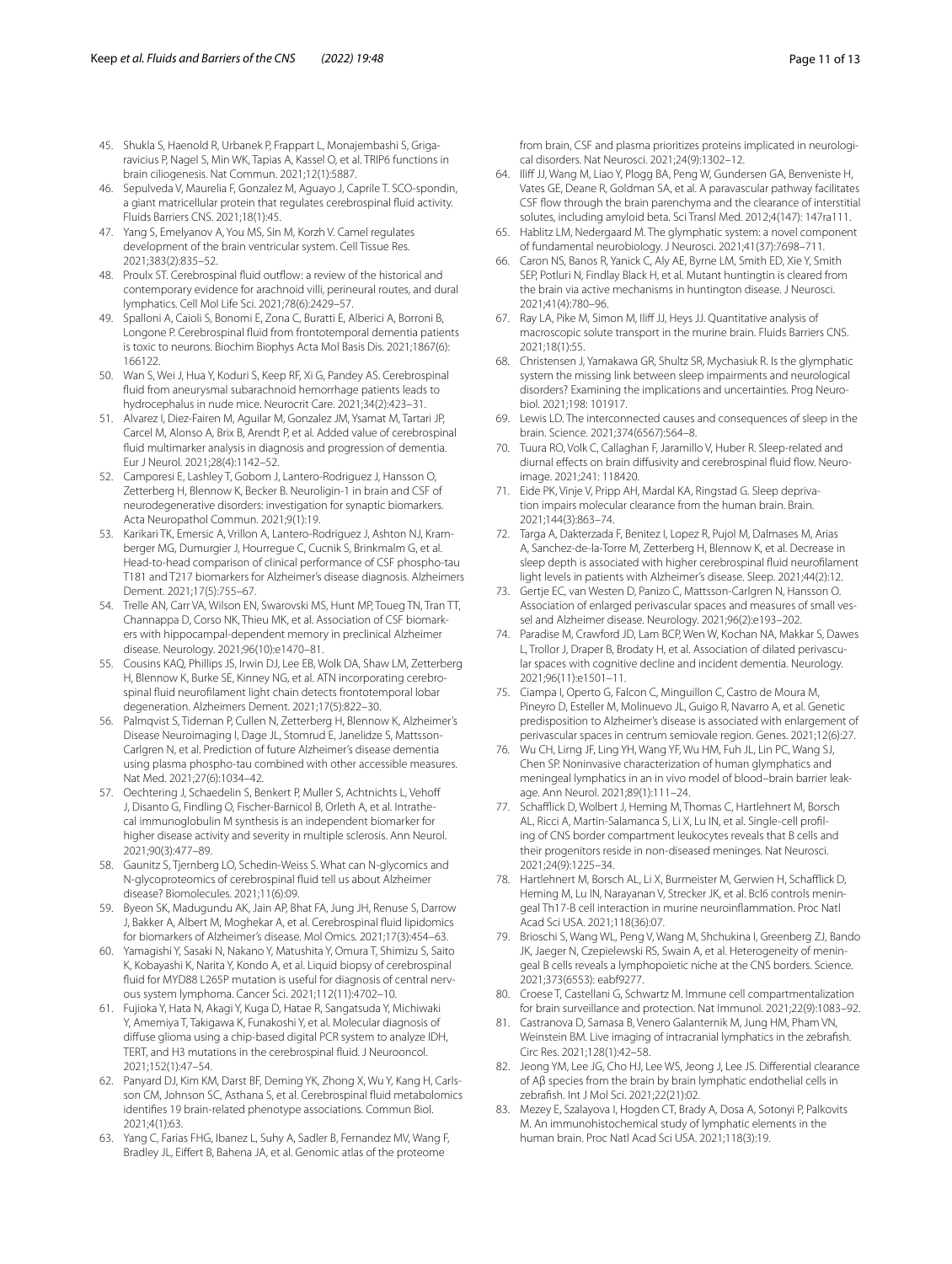45. Shukla S, Haenold R, Urbanek P, Frappart L, Monajembashi S, Grigaravicius P, Nagel S, Min WK, Tapias A, Kassel O, et al. TRIP6 functions in brain ciliogenesis. Nat Commun. 2021;12(1):5887.
46. Sepulveda V, Maurelia F, Gonzalez M, Aguayo J, Caprile T. SCO-spondin, a giant matricellular protein that regulates cerebrospinal fluid activity. Fluids Barriers CNS. 2021;18(1):45.
47. Yang S, Emelyanov A, You MS, Sin M, Korzh V. Camel regulates development of the brain ventricular system. Cell Tissue Res. 2021;383(2):835–52.
48. Proulx ST. Cerebrospinal fluid outflow: a review of the historical and contemporary evidence for arachnoid villi, perineural routes, and dural lymphatics. Cell Mol Life Sci. 2021;78(6):2429–57.
49. Spalloni A, Caioli S, Bonomi E, Zona C, Buratti E, Alberici A, Borroni B, Longone P. Cerebrospinal fluid from frontotemporal dementia patients is toxic to neurons. Biochim Biophys Acta Mol Basis Dis. 2021;1867(6):166122.
50. Wan S, Wei J, Hua Y, Koduri S, Keep RF, Xi G, Pandey AS. Cerebrospinal fluid from aneurysmal subarachnoid hemorrhage patients leads to hydrocephalus in nude mice. Neurocrit Care. 2021;34(2):423–31.
51. Alvarez I, Diez-Fairen M, Aguilar M, Gonzalez JM, Ysamat M, Tartari JP, Carcel M, Alonso A, Brix B, Arendt P, et al. Added value of cerebrospinal fluid multimarker analysis in diagnosis and progression of dementia. Eur J Neurol. 2021;28(4):1142–52.
52. Camporesi E, Lashley T, Gobom J, Lantero-Rodriguez J, Hansson O, Zetterberg H, Blennow K, Becker B. Neuroligin-1 in brain and CSF of neurodegenerative disorders: investigation for synaptic biomarkers. Acta Neuropathol Commun. 2021;9(1):19.
53. Karikari TK, Emersic A, Vrillon A, Lantero-Rodriguez J, Ashton NJ, Kramberger MG, Dumurgier J, Hourregue C, Cucnik S, Brinkmalm G, et al. Head-to-head comparison of clinical performance of CSF phospho-tau T181 and T217 biomarkers for Alzheimer's disease diagnosis. Alzheimers Dement. 2021;17(5):755–67.
54. Trelle AN, Carr VA, Wilson EN, Swarovski MS, Hunt MP, Toueg TN, Tran TT, Channappa D, Corso NK, Thieu MK, et al. Association of CSF biomarkers with hippocampal-dependent memory in preclinical Alzheimer disease. Neurology. 2021;96(10):e1470–81.
55. Cousins KAQ, Phillips JS, Irwin DJ, Lee EB, Wolk DA, Shaw LM, Zetterberg H, Blennow K, Burke SE, Kinney NG, et al. ATN incorporating cerebrospinal fluid neurofilament light chain detects frontotemporal lobar degeneration. Alzheimers Dement. 2021;17(5):822–30.
56. Palmqvist S, Tideman P, Cullen N, Zetterberg H, Blennow K, Alzheimer's Disease Neuroimaging I, Dage JL, Stomrud E, Janelidze S, Mattsson-Carlgren N, et al. Prediction of future Alzheimer's disease dementia using plasma phospho-tau combined with other accessible measures. Nat Med. 2021;27(6):1034–42.
57. Oechtering J, Schaedelin S, Benkert P, Muller S, Achtnichts L, Vehoff J, Disanto G, Findling O, Fischer-Barnicol B, Orleth A, et al. Intrathecal immunoglobulin M synthesis is an independent biomarker for higher disease activity and severity in multiple sclerosis. Ann Neurol. 2021;90(3):477–89.
58. Gaunitz S, Tjernberg LO, Schedin-Weiss S. What can N-glycomics and N-glycoproteomics of cerebrospinal fluid tell us about Alzheimer disease? Biomolecules. 2021;11(6):09.
59. Byeon SK, Madugundu AK, Jain AP, Bhat FA, Jung JH, Renuse S, Darrow J, Bakker A, Albert M, Moghekar A, et al. Cerebrospinal fluid lipidomics for biomarkers of Alzheimer's disease. Mol Omics. 2021;17(3):454–63.
60. Yamagishi Y, Sasaki N, Nakano Y, Matushita Y, Omura T, Shimizu S, Saito K, Kobayashi K, Narita Y, Kondo A, et al. Liquid biopsy of cerebrospinal fluid for MYD88 L265P mutation is useful for diagnosis of central nervous system lymphoma. Cancer Sci. 2021;112(11):4702–10.
61. Fujioka Y, Hata N, Akagi Y, Kuga D, Hatae R, Sangatsuda Y, Michiwaki Y, Amemiya T, Takigawa K, Funakoshi Y, et al. Molecular diagnosis of diffuse glioma using a chip-based digital PCR system to analyze IDH, TERT, and H3 mutations in the cerebrospinal fluid. J Neurooncol. 2021;152(1):47–54.
62. Panyard DJ, Kim KM, Darst BF, Deming YK, Zhong X, Wu Y, Kang H, Carlsson CM, Johnson SC, Asthana S, et al. Cerebrospinal fluid metabolomics identifies 19 brain-related phenotype associations. Commun Biol. 2021;4(1):63.
63. Yang C, Farias FHG, Ibanez L, Suhy A, Sadler B, Fernandez MV, Wang F, Bradley JL, Eiffert B, Bahena JA, et al. Genomic atlas of the proteome from brain, CSF and plasma prioritizes proteins implicated in neurological disorders. Nat Neurosci. 2021;24(9):1302–12.
64. Iliff JJ, Wang M, Liao Y, Plogg BA, Peng W, Gundersen GA, Benveniste H, Vates GE, Deane R, Goldman SA, et al. A paravascular pathway facilitates CSF flow through the brain parenchyma and the clearance of interstitial solutes, including amyloid beta. Sci Transl Med. 2012;4(147): 147ra111.
65. Hablitz LM, Nedergaard M. The glymphatic system: a novel component of fundamental neurobiology. J Neurosci. 2021;41(37):7698–711.
66. Caron NS, Banos R, Yanick C, Aly AE, Byrne LM, Smith ED, Xie Y, Smith SEP, Potluri N, Findlay Black H, et al. Mutant huntingtin is cleared from the brain via active mechanisms in huntington disease. J Neurosci. 2021;41(4):780–96.
67. Ray LA, Pike M, Simon M, Iliff JJ, Heys JJ. Quantitative analysis of macroscopic solute transport in the murine brain. Fluids Barriers CNS. 2021;18(1):55.
68. Christensen J, Yamakawa GR, Shultz SR, Mychasiuk R. Is the glymphatic system the missing link between sleep impairments and neurological disorders? Examining the implications and uncertainties. Prog Neurobiol. 2021;198: 101917.
69. Lewis LD. The interconnected causes and consequences of sleep in the brain. Science. 2021;374(6567):564–8.
70. Tuura RO, Volk C, Callaghan F, Jaramillo V, Huber R. Sleep-related and diurnal effects on brain diffusivity and cerebrospinal fluid flow. Neuroimage. 2021;241: 118420.
71. Eide PK, Vinje V, Pripp AH, Mardal KA, Ringstad G. Sleep deprivation impairs molecular clearance from the human brain. Brain. 2021;144(3):863–74.
72. Targa A, Dakterzada F, Benitez I, Lopez R, Pujol M, Dalmases M, Arias A, Sanchez-de-la-Torre M, Zetterberg H, Blennow K, et al. Decrease in sleep depth is associated with higher cerebrospinal fluid neurofilament light levels in patients with Alzheimer's disease. Sleep. 2021;44(2):12.
73. Gertje EC, van Westen D, Panizo C, Mattsson-Carlgren N, Hansson O. Association of enlarged perivascular spaces and measures of small vessel and Alzheimer disease. Neurology. 2021;96(2):e193–202.
74. Paradise M, Crawford JD, Lam BCP, Wen W, Kochan NA, Makkar S, Dawes L, Trollor J, Draper B, Brodaty H, et al. Association of dilated perivascular spaces with cognitive decline and incident dementia. Neurology. 2021;96(11):e1501–11.
75. Ciampa I, Operto G, Falcon C, Minguillon C, Castro de Moura M, Pineyro D, Esteller M, Molinuevo JL, Guigo R, Navarro A, et al. Genetic predisposition to Alzheimer's disease is associated with enlargement of perivascular spaces in centrum semiovale region. Genes. 2021;12(6):27.
76. Wu CH, Lirng JF, Ling YH, Wang YF, Wu HM, Fuh JL, Lin PC, Wang SJ, Chen SP. Noninvasive characterization of human glymphatics and meningeal lymphatics in an in vivo model of blood–brain barrier leakage. Ann Neurol. 2021;89(1):111–24.
77. Schafflick D, Wolbert J, Heming M, Thomas C, Hartlehnert M, Borsch AL, Ricci A, Martin-Salamanca S, Li X, Lu IN, et al. Single-cell profiling of CNS border compartment leukocytes reveals that B cells and their progenitors reside in non-diseased meninges. Nat Neurosci. 2021;24(9):1225–34.
78. Hartlehnert M, Borsch AL, Li X, Burmeister M, Gerwien H, Schafflick D, Heming M, Lu IN, Narayanan V, Strecker JK, et al. Bcl6 controls meningeal Th17-B cell interaction in murine neuroinflammation. Proc Natl Acad Sci USA. 2021;118(36):07.
79. Brioschi S, Wang WL, Peng V, Wang M, Shchukina I, Greenberg ZJ, Bando JK, Jaeger N, Czepielewski RS, Swain A, et al. Heterogeneity of meningeal B cells reveals a lymphopoietic niche at the CNS borders. Science. 2021;373(6553): eabf9277.
80. Croese T, Castellani G, Schwartz M. Immune cell compartmentalization for brain surveillance and protection. Nat Immunol. 2021;22(9):1083–92.
81. Castranova D, Samasa B, Venero Galanternik M, Jung HM, Pham VN, Weinstein BM. Live imaging of intracranial lymphatics in the zebrafish. Circ Res. 2021;128(1):42–58.
82. Jeong YM, Lee JG, Cho HJ, Lee WS, Jeong J, Lee JS. Differential clearance of Aβ species from the brain by brain lymphatic endothelial cells in zebrafish. Int J Mol Sci. 2021;22(21):02.
83. Mezey E, Szalayova I, Hogden CT, Brady A, Dosa A, Sotonyi P, Palkovits M. An immunohistochemical study of lymphatic elements in the human brain. Proc Natl Acad Sci USA. 2021;118(3):19.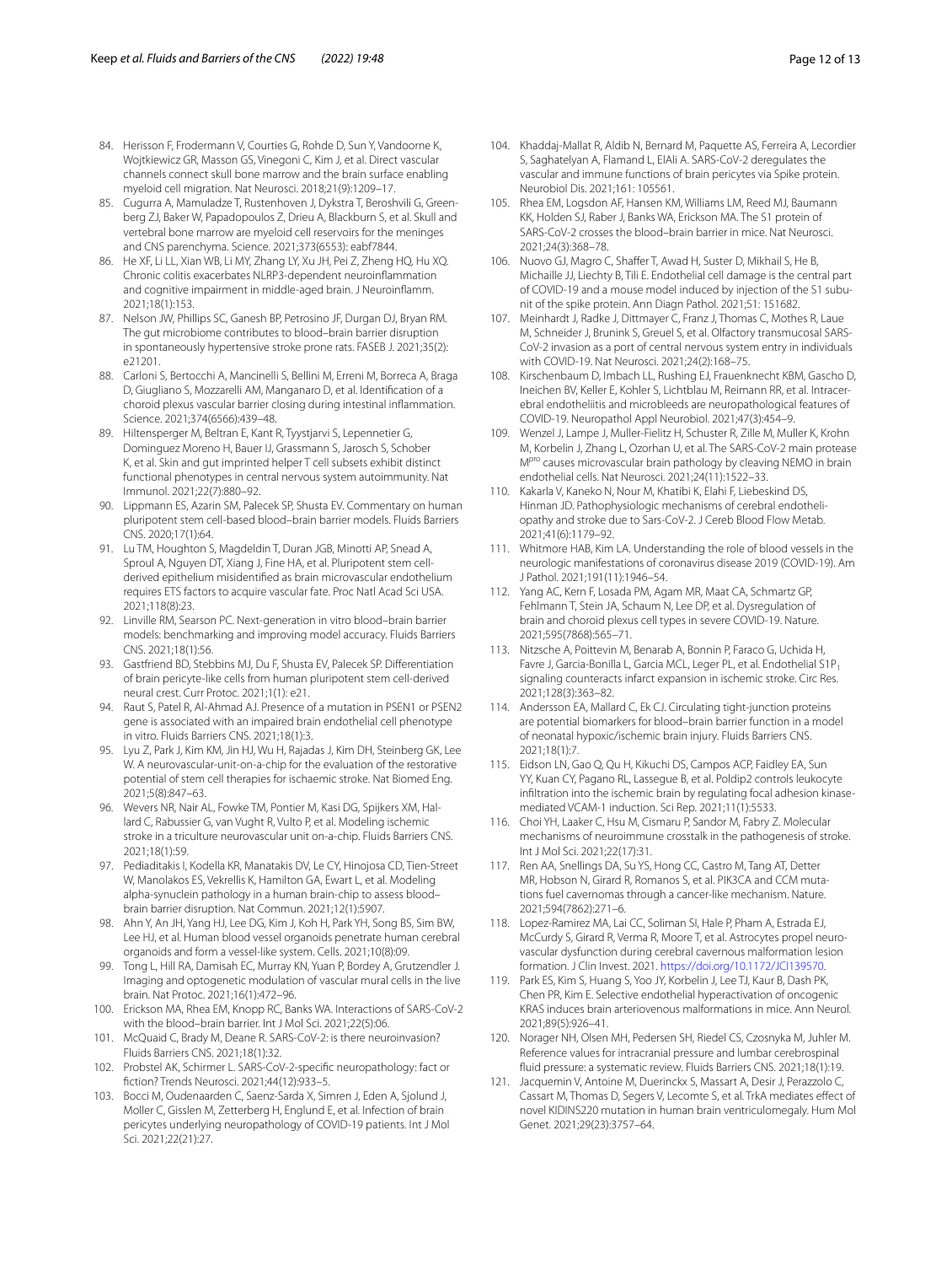84. Herisson F, Frodermann V, Courties G, Rohde D, Sun Y, Vandoorne K, Wojtkiewicz GR, Masson GS, Vinegoni C, Kim J, et al. Direct vascular channels connect skull bone marrow and the brain surface enabling myeloid cell migration. Nat Neurosci. 2018;21(9):1209–17.
85. Cugurra A, Mamuladze T, Rustenhoven J, Dykstra T, Beroshvili G, Greenberg ZJ, Baker W, Papadopoulos Z, Drieu A, Blackburn S, et al. Skull and vertebral bone marrow are myeloid cell reservoirs for the meninges and CNS parenchyma. Science. 2021;373(6553): eabf7844.
86. He XF, Li LL, Xian WB, Li MY, Zhang LY, Xu JH, Pei Z, Zheng HQ, Hu XQ. Chronic colitis exacerbates NLRP3-dependent neuroinflammation and cognitive impairment in middle-aged brain. J Neuroinflamm. 2021;18(1):153.
87. Nelson JW, Phillips SC, Ganesh BP, Petrosino JF, Durgan DJ, Bryan RM. The gut microbiome contributes to blood–brain barrier disruption in spontaneously hypertensive stroke prone rats. FASEB J. 2021;35(2): e21201.
88. Carloni S, Bertocchi A, Mancinelli S, Bellini M, Erreni M, Borreca A, Braga D, Giugliano S, Mozzarelli AM, Manganaro D, et al. Identification of a choroid plexus vascular barrier closing during intestinal inflammation. Science. 2021;374(6566):439–48.
89. Hiltensperger M, Beltran E, Kant R, Tyystjarvi S, Lepennetier G, Dominguez Moreno H, Bauer IJ, Grassmann S, Jarosch S, Schober K, et al. Skin and gut imprinted helper T cell subsets exhibit distinct functional phenotypes in central nervous system autoimmunity. Nat Immunol. 2021;22(7):880–92.
90. Lippmann ES, Azarin SM, Palecek SP, Shusta EV. Commentary on human pluripotent stem cell-based blood–brain barrier models. Fluids Barriers CNS. 2020;17(1):64.
91. Lu TM, Houghton S, Magdeldin T, Duran JGB, Minotti AP, Snead A, Sproul A, Nguyen DT, Xiang J, Fine HA, et al. Pluripotent stem cell-derived epithelium misidentified as brain microvascular endothelium requires ETS factors to acquire vascular fate. Proc Natl Acad Sci USA. 2021;118(8):23.
92. Linville RM, Searson PC. Next-generation in vitro blood–brain barrier models: benchmarking and improving model accuracy. Fluids Barriers CNS. 2021;18(1):56.
93. Gastfriend BD, Stebbins MJ, Du F, Shusta EV, Palecek SP. Differentiation of brain pericyte-like cells from human pluripotent stem cell-derived neural crest. Curr Protoc. 2021;1(1): e21.
94. Raut S, Patel R, Al-Ahmad AJ. Presence of a mutation in PSEN1 or PSEN2 gene is associated with an impaired brain endothelial cell phenotype in vitro. Fluids Barriers CNS. 2021;18(1):3.
95. Lyu Z, Park J, Kim KM, Jin HJ, Wu H, Rajadas J, Kim DH, Steinberg GK, Lee W. A neurovascular-unit-on-a-chip for the evaluation of the restorative potential of stem cell therapies for ischaemic stroke. Nat Biomed Eng. 2021;5(8):847–63.
96. Wevers NR, Nair AL, Fowke TM, Pontier M, Kasi DG, Spijkers XM, Hallard C, Rabussier G, van Vught R, Vulto P, et al. Modeling ischemic stroke in a triculture neurovascular unit on-a-chip. Fluids Barriers CNS. 2021;18(1):59.
97. Pediaditakis I, Kodella KR, Manatakis DV, Le CY, Hinojosa CD, Tien-Street W, Manolakos ES, Vekrellis K, Hamilton GA, Ewart L, et al. Modeling alpha-synuclein pathology in a human brain-chip to assess blood–brain barrier disruption. Nat Commun. 2021;12(1):5907.
98. Ahn Y, An JH, Yang HJ, Lee DG, Kim J, Koh H, Park YH, Song BS, Sim BW, Lee HJ, et al. Human blood vessel organoids penetrate human cerebral organoids and form a vessel-like system. Cells. 2021;10(8):09.
99. Tong L, Hill RA, Damisah EC, Murray KN, Yuan P, Bordey A, Grutzendler J. Imaging and optogenetic modulation of vascular mural cells in the live brain. Nat Protoc. 2021;16(1):472–96.
100. Erickson MA, Rhea EM, Knopp RC, Banks WA. Interactions of SARS-CoV-2 with the blood–brain barrier. Int J Mol Sci. 2021;22(5):06.
101. McQuaid C, Brady M, Deane R. SARS-CoV-2: is there neuroinvasion? Fluids Barriers CNS. 2021;18(1):32.
102. Probstel AK, Schirmer L. SARS-CoV-2-specific neuropathology: fact or fiction? Trends Neurosci. 2021;44(12):933–5.
103. Bocci M, Oudenaarden C, Saenz-Sarda X, Simren J, Eden A, Sjolund J, Moller C, Gisslen M, Zetterberg H, Englund E, et al. Infection of brain pericytes underlying neuropathology of COVID-19 patients. Int J Mol Sci. 2021;22(21):27.
104. Khaddaj-Mallat R, Aldib N, Bernard M, Paquette AS, Ferreira A, Lecordier S, Saghatelyan A, Flamand L, ElAli A. SARS-CoV-2 deregulates the vascular and immune functions of brain pericytes via Spike protein. Neurobiol Dis. 2021;161: 105561.
105. Rhea EM, Logsdon AF, Hansen KM, Williams LM, Reed MJ, Baumann KK, Holden SJ, Raber J, Banks WA, Erickson MA. The S1 protein of SARS-CoV-2 crosses the blood–brain barrier in mice. Nat Neurosci. 2021;24(3):368–78.
106. Nuovo GJ, Magro C, Shaffer T, Awad H, Suster D, Mikhail S, He B, Michaille JJ, Liechty B, Tili E. Endothelial cell damage is the central part of COVID-19 and a mouse model induced by injection of the S1 subunit of the spike protein. Ann Diagn Pathol. 2021;51: 151682.
107. Meinhardt J, Radke J, Dittmayer C, Franz J, Thomas C, Mothes R, Laue M, Schneider J, Brunink S, Greuel S, et al. Olfactory transmucosal SARS-CoV-2 invasion as a port of central nervous system entry in individuals with COVID-19. Nat Neurosci. 2021;24(2):168–75.
108. Kirschenbaum D, Imbach LL, Rushing EJ, Frauenknecht KBM, Gascho D, Ineichen BV, Keller E, Kohler S, Lichtblau M, Reimann RR, et al. Intracerebral endotheliitis and microbleeds are neuropathological features of COVID-19. Neuropathol Appl Neurobiol. 2021;47(3):454–9.
109. Wenzel J, Lampe J, Muller-Fielitz H, Schuster R, Zille M, Muller K, Krohn M, Korbelin J, Zhang L, Ozorhan U, et al. The SARS-CoV-2 main protease M^pro^ causes microvascular brain pathology by cleaving NEMO in brain endothelial cells. Nat Neurosci. 2021;24(11):1522–33.
110. Kakarla V, Kaneko N, Nour M, Khatibi K, Elahi F, Liebeskind DS, Hinman JD. Pathophysiologic mechanisms of cerebral endotheliopathy and stroke due to Sars-CoV-2. J Cereb Blood Flow Metab. 2021;41(6):1179–92.
111. Whitmore HAB, Kim LA. Understanding the role of blood vessels in the neurologic manifestations of coronavirus disease 2019 (COVID-19). Am J Pathol. 2021;191(11):1946–54.
112. Yang AC, Kern F, Losada PM, Agam MR, Maat CA, Schmartz GP, Fehlmann T, Stein JA, Schaum N, Lee DP, et al. Dysregulation of brain and choroid plexus cell types in severe COVID-19. Nature. 2021;595(7868):565–71.
113. Nitzsche A, Poittevin M, Benarab A, Bonnin P, Faraco G, Uchida H, Favre J, Garcia-Bonilla L, Garcia MCL, Leger PL, et al. Endothelial $S1P_1$ signaling counteracts infarct expansion in ischemic stroke. Circ Res. 2021;128(3):363–82.
114. Andersson EA, Mallard C, Ek CJ. Circulating tight-junction proteins are potential biomarkers for blood–brain barrier function in a model of neonatal hypoxic/ischemic brain injury. Fluids Barriers CNS. 2021;18(1):7.
115. Eidson LN, Gao Q, Qu H, Kikuchi DS, Campos ACP, Faidley EA, Sun YY, Kuan CY, Pagano RL, Lassegue B, et al. Poldip2 controls leukocyte infiltration into the ischemic brain by regulating focal adhesion kinase-mediated VCAM-1 induction. Sci Rep. 2021;11(1):5533.
116. Choi YH, Laaker C, Hsu M, Cismaru P, Sandor M, Fabry Z. Molecular mechanisms of neuroimmune crosstalk in the pathogenesis of stroke. Int J Mol Sci. 2021;22(17):31.
117. Ren AA, Snellings DA, Su YS, Hong CC, Castro M, Tang AT, Detter MR, Hobson N, Girard R, Romanos S, et al. PIK3CA and CCM mutations fuel cavernomas through a cancer-like mechanism. Nature. 2021;594(7862):271–6.
118. Lopez-Ramirez MA, Lai CC, Soliman SI, Hale P, Pham A, Estrada EJ, McCurdy S, Girard R, Verma R, Moore T, et al. Astrocytes propel neurovascular dysfunction during cerebral cavernous malformation lesion formation. J Clin Invest. 2021. https://doi.org/10.1172/JCI139570.
119. Park ES, Kim S, Huang S, Yoo JY, Korbelin J, Lee TJ, Kaur B, Dash PK, Chen PR, Kim E. Selective endothelial hyperactivation of oncogenic KRAS induces brain arteriovenous malformations in mice. Ann Neurol. 2021;89(5):926–41.
120. Norager NH, Olsen MH, Pedersen SH, Riedel CS, Czosnyka M, Juhler M. Reference values for intracranial pressure and lumbar cerebrospinal fluid pressure: a systematic review. Fluids Barriers CNS. 2021;18(1):19.
121. Jacquemin V, Antoine M, Duerinckx S, Massart A, Desir J, Perazzolo C, Cassart M, Thomas D, Segers V, Lecomte S, et al. TrkA mediates effect of novel KIDINS220 mutation in human brain ventriculomegaly. Hum Mol Genet. 2021;29(23):3757–64.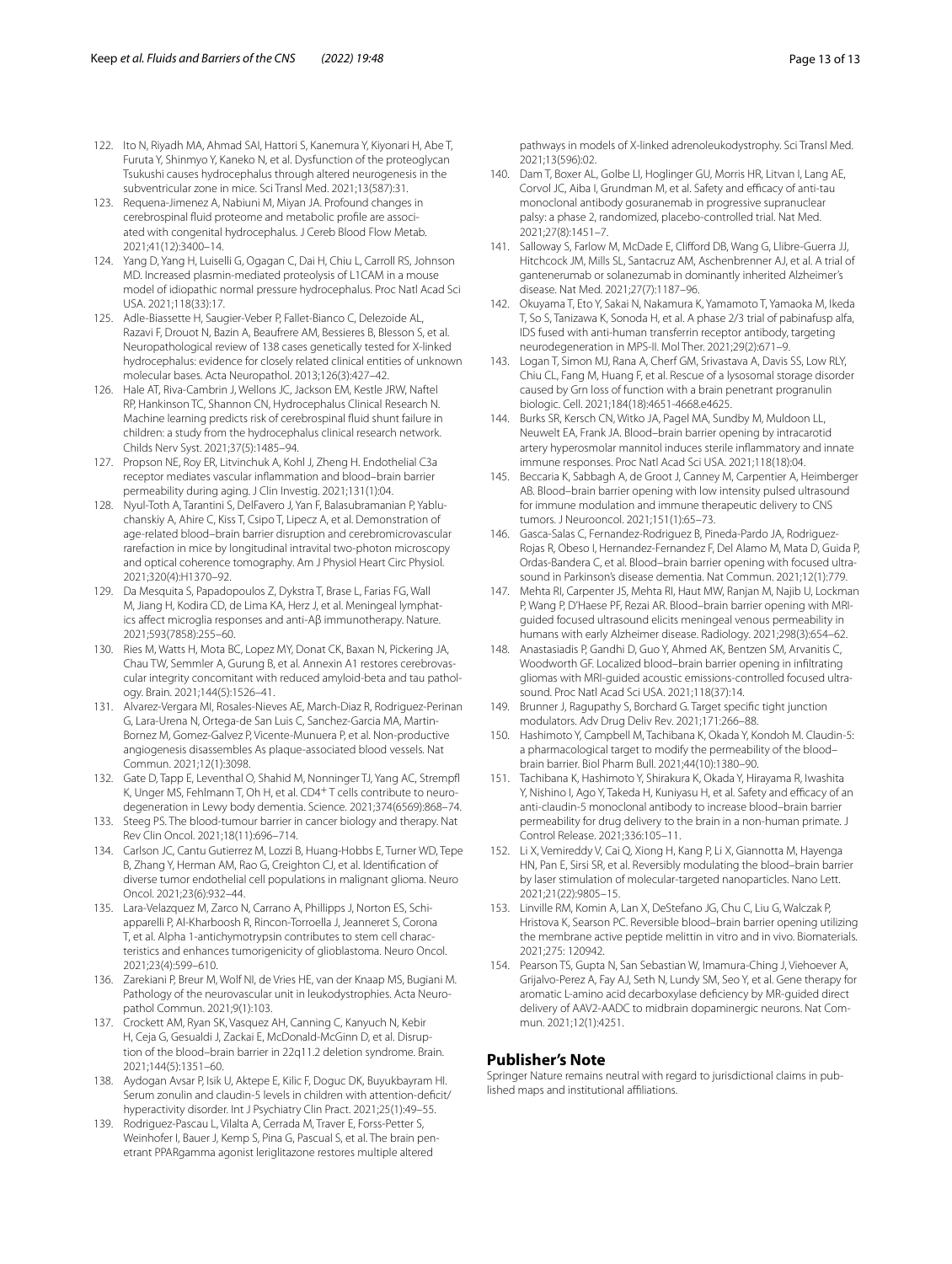122. Ito N, Riyadh MA, Ahmad SAI, Hattori S, Kanemura Y, Kiyonari H, Abe T, Furuta Y, Shinmyo Y, Kaneko N, et al. Dysfunction of the proteoglycan Tsukushi causes hydrocephalus through altered neurogenesis in the subventricular zone in mice. Sci Transl Med. 2021;13(587):31.
123. Requena-Jimenez A, Nabiuni M, Miyan JA. Profound changes in cerebrospinal fluid proteome and metabolic profile are associated with congenital hydrocephalus. J Cereb Blood Flow Metab. 2021;41(12):3400–14.
124. Yang D, Yang H, Luiselli G, Ogagan C, Dai H, Chiu L, Carroll RS, Johnson MD. Increased plasmin-mediated proteolysis of L1CAM in a mouse model of idiopathic normal pressure hydrocephalus. Proc Natl Acad Sci USA. 2021;118(33):17.
125. Adle-Biassette H, Saugier-Veber P, Fallet-Bianco C, Delezoide AL, Razavi F, Drouot N, Bazin A, Beaufrere AM, Bessieres B, Blesson S, et al. Neuropathological review of 138 cases genetically tested for X-linked hydrocephalus: evidence for closely related clinical entities of unknown molecular bases. Acta Neuropathol. 2013;126(3):427–42.
126. Hale AT, Riva-Cambrin J, Wellons JC, Jackson EM, Kestle JRW, Naftel RP, Hankinson TC, Shannon CN, Hydrocephalus Clinical Research N. Machine learning predicts risk of cerebrospinal fluid shunt failure in children: a study from the hydrocephalus clinical research network. Childs Nerv Syst. 2021;37(5):1485–94.
127. Propson NE, Roy ER, Litvinchuk A, Kohl J, Zheng H. Endothelial C3a receptor mediates vascular inflammation and blood–brain barrier permeability during aging. J Clin Investig. 2021;131(1):04.
128. Nyul-Toth A, Tarantini S, DelFavero J, Yan F, Balasubramanian P, Yabluchanskiy A, Ahire C, Kiss T, Csipo T, Lipecz A, et al. Demonstration of age-related blood–brain barrier disruption and cerebromicrovascular rarefaction in mice by longitudinal intravital two-photon microscopy and optical coherence tomography. Am J Physiol Heart Circ Physiol. 2021;320(4):H1370–92.
129. Da Mesquita S, Papadopoulos Z, Dykstra T, Brase L, Farias FG, Wall M, Jiang H, Kodira CD, de Lima KA, Herz J, et al. Meningeal lymphatics affect microglia responses and anti-Aβ immunotherapy. Nature. 2021;593(7858):255–60.
130. Ries M, Watts H, Mota BC, Lopez MY, Donat CK, Baxan N, Pickering JA, Chau TW, Semmler A, Gurung B, et al. Annexin A1 restores cerebrovascular integrity concomitant with reduced amyloid-beta and tau pathology. Brain. 2021;144(5):1526–41.
131. Alvarez-Vergara MI, Rosales-Nieves AE, March-Diaz R, Rodriguez-Perinan G, Lara-Urena N, Ortega-de San Luis C, Sanchez-Garcia MA, Martin-Bornez M, Gomez-Galvez P, Vicente-Munuera P, et al. Non-productive angiogenesis disassembles Aß plaque-associated blood vessels. Nat Commun. 2021;12(1):3098.
132. Gate D, Tapp E, Leventhal O, Shahid M, Nonninger TJ, Yang AC, Strempfl K, Unger MS, Fehlmann T, Oh H, et al. CD4$^{+}$ T cells contribute to neurodegeneration in Lewy body dementia. Science. 2021;374(6569):868–74.
133. Steeg PS. The blood-tumour barrier in cancer biology and therapy. Nat Rev Clin Oncol. 2021;18(11):696–714.
134. Carlson JC, Cantu Gutierrez M, Lozzi B, Huang-Hobbs E, Turner WD, Tepe B, Zhang Y, Herman AM, Rao G, Creighton CJ, et al. Identification of diverse tumor endothelial cell populations in malignant glioma. Neuro Oncol. 2021;23(6):932–44.
135. Lara-Velazquez M, Zarco N, Carrano A, Phillipps J, Norton ES, Schiapparelli P, Al-Kharboosh R, Rincon-Torroella J, Jeanneret S, Corona T, et al. Alpha 1-antichymotrypsin contributes to stem cell characteristics and enhances tumorigenicity of glioblastoma. Neuro Oncol. 2021;23(4):599–610.
136. Zarekiani P, Breur M, Wolf NI, de Vries HE, van der Knaap MS, Bugiani M. Pathology of the neurovascular unit in leukodystrophies. Acta Neuropathol Commun. 2021;9(1):103.
137. Crockett AM, Ryan SK, Vasquez AH, Canning C, Kanyuch N, Kebir H, Ceja G, Gesualdi J, Zackai E, McDonald-McGinn D, et al. Disruption of the blood–brain barrier in 22q11.2 deletion syndrome. Brain. 2021;144(5):1351–60.
138. Aydogan Avsar P, Isik U, Aktepe E, Kilic F, Doguc DK, Buyukbayram HI. Serum zonulin and claudin-5 levels in children with attention-deficit/hyperactivity disorder. Int J Psychiatry Clin Pract. 2021;25(1):49–55.
139. Rodriguez-Pascau L, Vilalta A, Cerrada M, Traver E, Forss-Petter S, Weinhofer I, Bauer J, Kemp S, Pina G, Pascual S, et al. The brain penetrant PPARgamma agonist leriglitazone restores multiple altered pathways in models of X-linked adrenoleukodystrophy. Sci Transl Med. 2021;13(596):02.
140. Dam T, Boxer AL, Golbe LI, Hoglinger GU, Morris HR, Litvan I, Lang AE, Corvol JC, Aiba I, Grundman M, et al. Safety and efficacy of anti-tau monoclonal antibody gosuranemab in progressive supranuclear palsy: a phase 2, randomized, placebo-controlled trial. Nat Med. 2021;27(8):1451–7.
141. Salloway S, Farlow M, McDade E, Clifford DB, Wang G, Llibre-Guerra JJ, Hitchcock JM, Mills SL, Santacruz AM, Aschenbrenner AJ, et al. A trial of gantenerumab or solanezumab in dominantly inherited Alzheimer's disease. Nat Med. 2021;27(7):1187–96.
142. Okuyama T, Eto Y, Sakai N, Nakamura K, Yamamoto T, Yamaoka M, Ikeda T, So S, Tanizawa K, Sonoda H, et al. A phase 2/3 trial of pabinafusp alfa, IDS fused with anti-human transferrin receptor antibody, targeting neurodegeneration in MPS-II. Mol Ther. 2021;29(2):671–9.
143. Logan T, Simon MJ, Rana A, Cherf GM, Srivastava A, Davis SS, Low RLY, Chiu CL, Fang M, Huang F, et al. Rescue of a lysosomal storage disorder caused by Grn loss of function with a brain penetrant progranulin biologic. Cell. 2021;184(18):4651-4668.e4625.
144. Burks SR, Kersch CN, Witko JA, Pagel MA, Sundby M, Muldoon LL, Neuwelt EA, Frank JA. Blood–brain barrier opening by intracarotid artery hyperosmolar mannitol induces sterile inflammatory and innate immune responses. Proc Natl Acad Sci USA. 2021;118(18):04.
145. Beccaria K, Sabbagh A, de Groot J, Canney M, Carpentier A, Heimberger AB. Blood–brain barrier opening with low intensity pulsed ultrasound for immune modulation and immune therapeutic delivery to CNS tumors. J Neurooncol. 2021;151(1):65–73.
146. Gasca-Salas C, Fernandez-Rodriguez B, Pineda-Pardo JA, Rodriguez-Rojas R, Obeso I, Hernandez-Fernandez F, Del Alamo M, Mata D, Guida P, Ordas-Bandera C, et al. Blood–brain barrier opening with focused ultrasound in Parkinson's disease dementia. Nat Commun. 2021;12(1):779.
147. Mehta RI, Carpenter JS, Mehta RI, Haut MW, Ranjan M, Najib U, Lockman P, Wang P, D'Haese PF, Rezai AR. Blood–brain barrier opening with MRI-guided focused ultrasound elicits meningeal venous permeability in humans with early Alzheimer disease. Radiology. 2021;298(3):654–62.
148. Anastasiadis P, Gandhi D, Guo Y, Ahmed AK, Bentzen SM, Arvanitis C, Woodworth GF. Localized blood–brain barrier opening in infiltrating gliomas with MRI-guided acoustic emissions-controlled focused ultrasound. Proc Natl Acad Sci USA. 2021;118(37):14.
149. Brunner J, Ragupathy S, Borchard G. Target specific tight junction modulators. Adv Drug Deliv Rev. 2021;171:266–88.
150. Hashimoto Y, Campbell M, Tachibana K, Okada Y, Kondoh M. Claudin-5: a pharmacological target to modify the permeability of the blood–brain barrier. Biol Pharm Bull. 2021;44(10):1380–90.
151. Tachibana K, Hashimoto Y, Shirakura K, Okada Y, Hirayama R, Iwashita Y, Nishino I, Ago Y, Takeda H, Kuniyasu H, et al. Safety and efficacy of an anti-claudin-5 monoclonal antibody to increase blood–brain barrier permeability for drug delivery to the brain in a non-human primate. J Control Release. 2021;336:105–11.
152. Li X, Vemireddy V, Cai Q, Xiong H, Kang P, Li X, Giannotta M, Hayenga HN, Pan E, Sirsi SR, et al. Reversibly modulating the blood–brain barrier by laser stimulation of molecular-targeted nanoparticles. Nano Lett. 2021;21(22):9805–15.
153. Linville RM, Komin A, Lan X, DeStefano JG, Chu C, Liu G, Walczak P, Hristova K, Searson PC. Reversible blood–brain barrier opening utilizing the membrane active peptide melittin in vitro and in vivo. Biomaterials. 2021;275: 120942.
154. Pearson TS, Gupta N, San Sebastian W, Imamura-Ching J, Viehoever A, Grijalvo-Perez A, Fay AJ, Seth N, Lundy SM, Seo Y, et al. Gene therapy for aromatic L-amino acid decarboxylase deficiency by MR-guided direct delivery of AAV2-AADC to midbrain dopaminergic neurons. Nat Commun. 2021;12(1):4251.

## Publisher's Note

Springer Nature remains neutral with regard to jurisdictional claims in published maps and institutional affiliations.